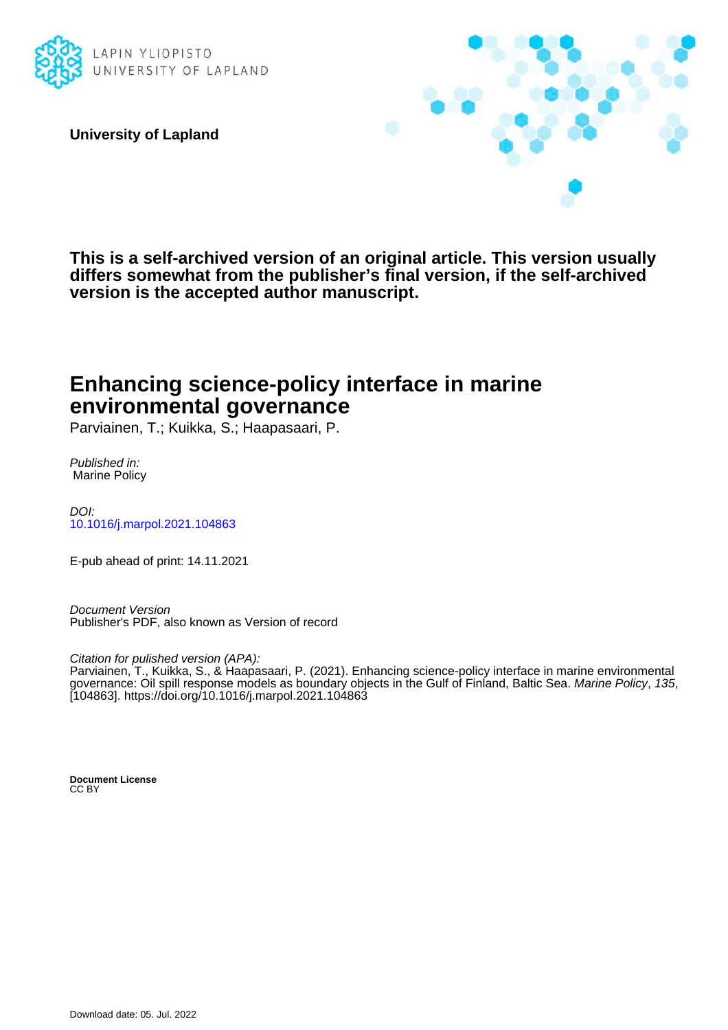LAPIN YLIOPISTO
UNIVERSITY OF LAPLAND

**University of Lapland**

**This is a self-archived version of an original article. This version usually differs somewhat from the publisher's final version, if the self-archived version is the accepted author manuscript.**

# Enhancing science-policy interface in marine environmental governance

Parviainen, T.; Kuikka, S.; Haapasaari, P.

*Published in:*
Marine Policy

*DOI:*
10.1016/j.marpol.2021.104863

E-pub ahead of print: 14.11.2021

*Document Version*
Publisher's PDF, also known as Version of record

*Citation for pulished version (APA):*
Parviainen, T., Kuikka, S., & Haapasaari, P. (2021). Enhancing science-policy interface in marine environmental governance: Oil spill response models as boundary objects in the Gulf of Finland, Baltic Sea. *Marine Policy*, *135*, [104863]. https://doi.org/10.1016/j.marpol.2021.104863

**Document License**
CC BY

Download date: 05. Jul. 2022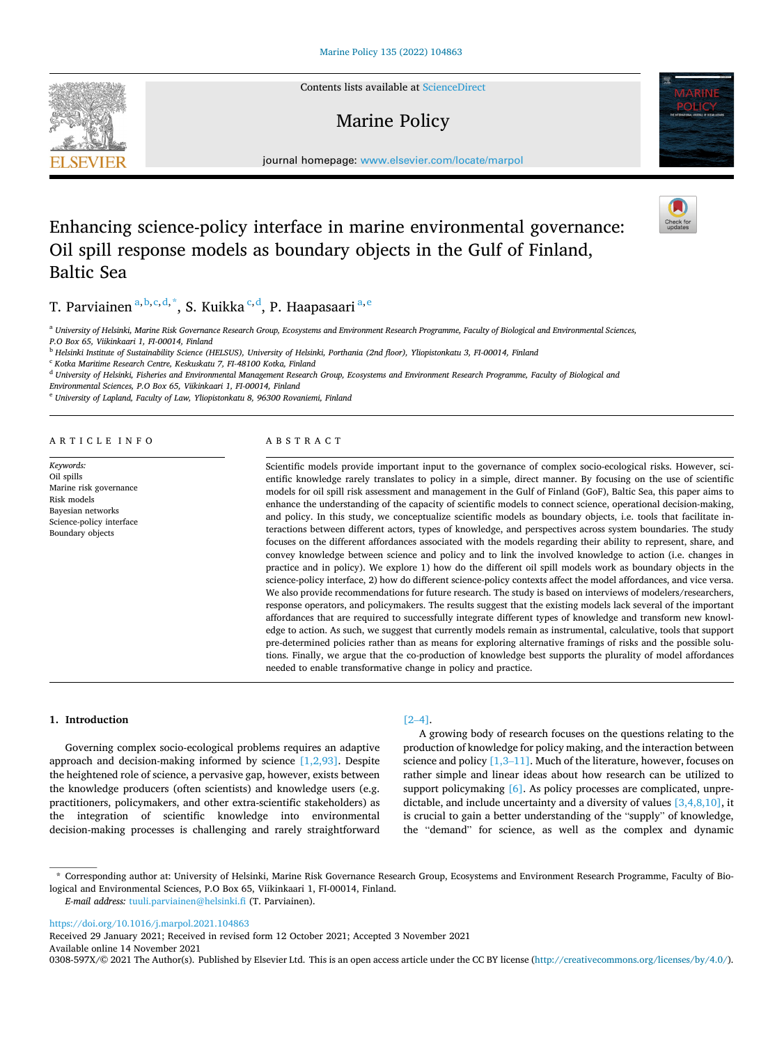# Enhancing science-policy interface in marine environmental governance: Oil spill response models as boundary objects in the Gulf of Finland, Baltic Sea

T. Parviainen [a,b,c,d,*], S. Kuikka [c,d], P. Haapasaari [a,e]

[a] University of Helsinki, Marine Risk Governance Research Group, Ecosystems and Environment Research Programme, Faculty of Biological and Environmental Sciences, P.O Box 65, Viikinkaari 1, FI-00014, Finland

[b] Helsinki Institute of Sustainability Science (HELSUS), University of Helsinki, Porthania (2nd floor), Yliopistonkatu 3, FI-00014, Finland

[c] Kotka Maritime Research Centre, Keskuskatu 7, FI-48100 Kotka, Finland

[d] University of Helsinki, Fisheries and Environmental Management Research Group, Ecosystems and Environment Research Programme, Faculty of Biological and Environmental Sciences, P.O Box 65, Viikinkaari 1, FI-00014, Finland

[e] University of Lapland, Faculty of Law, Yliopistonkatu 8, 96300 Rovaniemi, Finland

## ARTICLE INFO

*Keywords:*
Oil spills
Marine risk governance
Risk models
Bayesian networks
Science-policy interface
Boundary objects

## ABSTRACT

Scientific models provide important input to the governance of complex socio-ecological risks. However, scientific knowledge rarely translates to policy in a simple, direct manner. By focusing on the use of scientific models for oil spill risk assessment and management in the Gulf of Finland (GoF), Baltic Sea, this paper aims to enhance the understanding of the capacity of scientific models to connect science, operational decision-making, and policy. In this study, we conceptualize scientific models as boundary objects, i.e. tools that facilitate interactions between different actors, types of knowledge, and perspectives across system boundaries. The study focuses on the different affordances associated with the models regarding their ability to represent, share, and convey knowledge between science and policy and to link the involved knowledge to action (i.e. changes in practice and in policy). We explore 1) how do the different oil spill models work as boundary objects in the science-policy interface, 2) how do different science-policy contexts affect the model affordances, and vice versa. We also provide recommendations for future research. The study is based on interviews of modelers/researchers, response operators, and policymakers. The results suggest that the existing models lack several of the important affordances that are required to successfully integrate different types of knowledge and transform new knowledge to action. As such, we suggest that currently models remain as instrumental, calculative, tools that support pre-determined policies rather than as means for exploring alternative framings of risks and the possible solutions. Finally, we argue that the co-production of knowledge best supports the plurality of model affordances needed to enable transformative change in policy and practice.

## 1. Introduction

Governing complex socio-ecological problems requires an adaptive approach and decision-making informed by science [1,2,93]. Despite the heightened role of science, a pervasive gap, however, exists between the knowledge producers (often scientists) and knowledge users (e.g. practitioners, policymakers, and other extra-scientific stakeholders) as the integration of scientific knowledge into environmental decision-making processes is challenging and rarely straightforward [2–4].

A growing body of research focuses on the questions relating to the production of knowledge for policy making, and the interaction between science and policy [1,3–11]. Much of the literature, however, focuses on rather simple and linear ideas about how research can be utilized to support policymaking [6]. As policy processes are complicated, unpredictable, and include uncertainty and a diversity of values [3,4,8,10], it is crucial to gain a better understanding of the "supply" of knowledge, the "demand" for science, as well as the complex and dynamic

* Corresponding author at: University of Helsinki, Marine Risk Governance Research Group, Ecosystems and Environment Research Programme, Faculty of Biological and Environmental Sciences, P.O Box 65, Viikinkaari 1, FI-00014, Finland.
*E-mail address:* tuuli.parviainen@helsinki.fi (T. Parviainen).

https://doi.org/10.1016/j.marpol.2021.104863
Received 29 January 2021; Received in revised form 12 October 2021; Accepted 3 November 2021
Available online 14 November 2021
0308-597X/© 2021 The Author(s). Published by Elsevier Ltd. This is an open access article under the CC BY license (http://creativecommons.org/licenses/by/4.0/).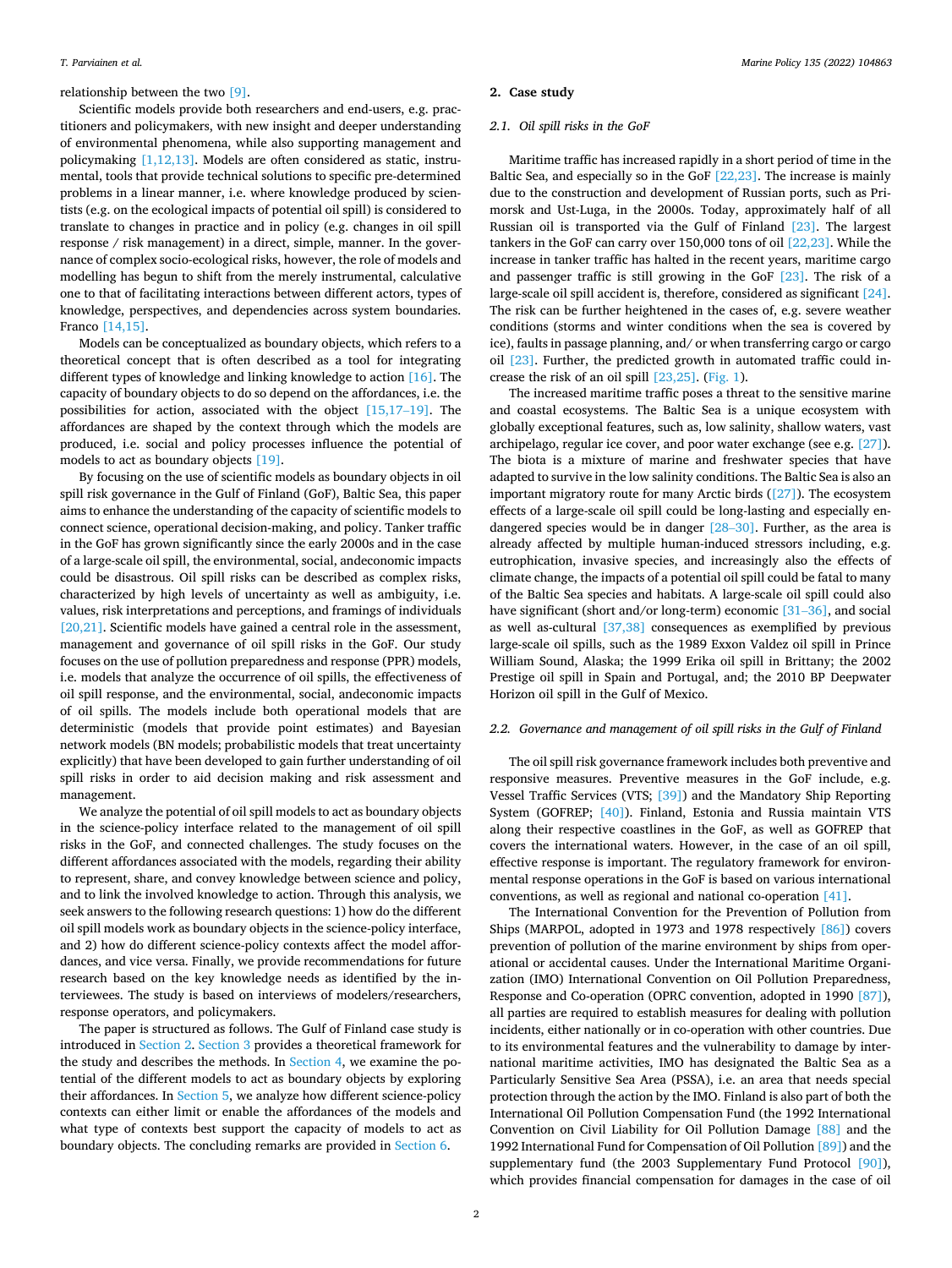relationship between the two [9].

Scientific models provide both researchers and end-users, e.g. practitioners and policymakers, with new insight and deeper understanding of environmental phenomena, while also supporting management and policymaking [1,12,13]. Models are often considered as static, instrumental, tools that provide technical solutions to specific pre-determined problems in a linear manner, i.e. where knowledge produced by scientists (e.g. on the ecological impacts of potential oil spill) is considered to translate to changes in practice and in policy (e.g. changes in oil spill response / risk management) in a direct, simple, manner. In the governance of complex socio-ecological risks, however, the role of models and modelling has begun to shift from the merely instrumental, calculative one to that of facilitating interactions between different actors, types of knowledge, perspectives, and dependencies across system boundaries. Franco [14,15].

Models can be conceptualized as boundary objects, which refers to a theoretical concept that is often described as a tool for integrating different types of knowledge and linking knowledge to action [16]. The capacity of boundary objects to do so depend on the affordances, i.e. the possibilities for action, associated with the object [15,17–19]. The affordances are shaped by the context through which the models are produced, i.e. social and policy processes influence the potential of models to act as boundary objects [19].

By focusing on the use of scientific models as boundary objects in oil spill risk governance in the Gulf of Finland (GoF), Baltic Sea, this paper aims to enhance the understanding of the capacity of scientific models to connect science, operational decision-making, and policy. Tanker traffic in the GoF has grown significantly since the early 2000s and in the case of a large-scale oil spill, the environmental, social, andeconomic impacts could be disastrous. Oil spill risks can be described as complex risks, characterized by high levels of uncertainty as well as ambiguity, i.e. values, risk interpretations and perceptions, and framings of individuals [20,21]. Scientific models have gained a central role in the assessment, management and governance of oil spill risks in the GoF. Our study focuses on the use of pollution preparedness and response (PPR) models, i.e. models that analyze the occurrence of oil spills, the effectiveness of oil spill response, and the environmental, social, andeconomic impacts of oil spills. The models include both operational models that are deterministic (models that provide point estimates) and Bayesian network models (BN models; probabilistic models that treat uncertainty explicitly) that have been developed to gain further understanding of oil spill risks in order to aid decision making and risk assessment and management.

We analyze the potential of oil spill models to act as boundary objects in the science-policy interface related to the management of oil spill risks in the GoF, and connected challenges. The study focuses on the different affordances associated with the models, regarding their ability to represent, share, and convey knowledge between science and policy, and to link the involved knowledge to action. Through this analysis, we seek answers to the following research questions: 1) how do the different oil spill models work as boundary objects in the science-policy interface, and 2) how do different science-policy contexts affect the model affordances, and vice versa. Finally, we provide recommendations for future research based on the key knowledge needs as identified by the interviewees. The study is based on interviews of modelers/researchers, response operators, and policymakers.

The paper is structured as follows. The Gulf of Finland case study is introduced in Section 2. Section 3 provides a theoretical framework for the study and describes the methods. In Section 4, we examine the potential of the different models to act as boundary objects by exploring their affordances. In Section 5, we analyze how different science-policy contexts can either limit or enable the affordances of the models and what type of contexts best support the capacity of models to act as boundary objects. The concluding remarks are provided in Section 6.

## 2. Case study

### 2.1. Oil spill risks in the GoF

Maritime traffic has increased rapidly in a short period of time in the Baltic Sea, and especially so in the GoF [22,23]. The increase is mainly due to the construction and development of Russian ports, such as Primorsk and Ust-Luga, in the 2000s. Today, approximately half of all Russian oil is transported via the Gulf of Finland [23]. The largest tankers in the GoF can carry over 150,000 tons of oil [22,23]. While the increase in tanker traffic has halted in the recent years, maritime cargo and passenger traffic is still growing in the GoF [23]. The risk of a large-scale oil spill accident is, therefore, considered as significant [24]. The risk can be further heightened in the cases of, e.g. severe weather conditions (storms and winter conditions when the sea is covered by ice), faults in passage planning, and/ or when transferring cargo or cargo oil [23]. Further, the predicted growth in automated traffic could increase the risk of an oil spill [23,25]. (Fig. 1).

The increased maritime traffic poses a threat to the sensitive marine and coastal ecosystems. The Baltic Sea is a unique ecosystem with globally exceptional features, such as, low salinity, shallow waters, vast archipelago, regular ice cover, and poor water exchange (see e.g. [27]). The biota is a mixture of marine and freshwater species that have adapted to survive in the low salinity conditions. The Baltic Sea is also an important migratory route for many Arctic birds ([27]). The ecosystem effects of a large-scale oil spill could be long-lasting and especially endangered species would be in danger [28–30]. Further, as the area is already affected by multiple human-induced stressors including, e.g. eutrophication, invasive species, and increasingly also the effects of climate change, the impacts of a potential oil spill could be fatal to many of the Baltic Sea species and habitats. A large-scale oil spill could also have significant (short and/or long-term) economic [31–36], and social as well as-cultural [37,38] consequences as exemplified by previous large-scale oil spills, such as the 1989 Exxon Valdez oil spill in Prince William Sound, Alaska; the 1999 Erika oil spill in Brittany; the 2002 Prestige oil spill in Spain and Portugal, and; the 2010 BP Deepwater Horizon oil spill in the Gulf of Mexico.

### 2.2. Governance and management of oil spill risks in the Gulf of Finland

The oil spill risk governance framework includes both preventive and responsive measures. Preventive measures in the GoF include, e.g. Vessel Traffic Services (VTS; [39]) and the Mandatory Ship Reporting System (GOFREP; [40]). Finland, Estonia and Russia maintain VTS along their respective coastlines in the GoF, as well as GOFREP that covers the international waters. However, in the case of an oil spill, effective response is important. The regulatory framework for environmental response operations in the GoF is based on various international conventions, as well as regional and national co-operation [41].

The International Convention for the Prevention of Pollution from Ships (MARPOL, adopted in 1973 and 1978 respectively [86]) covers prevention of pollution of the marine environment by ships from operational or accidental causes. Under the International Maritime Organization (IMO) International Convention on Oil Pollution Preparedness, Response and Co-operation (OPRC convention, adopted in 1990 [87]), all parties are required to establish measures for dealing with pollution incidents, either nationally or in co-operation with other countries. Due to its environmental features and the vulnerability to damage by international maritime activities, IMO has designated the Baltic Sea as a Particularly Sensitive Sea Area (PSSA), i.e. an area that needs special protection through the action by the IMO. Finland is also part of both the International Oil Pollution Compensation Fund (the 1992 International Convention on Civil Liability for Oil Pollution Damage [88] and the 1992 International Fund for Compensation of Oil Pollution [89]) and the supplementary fund (the 2003 Supplementary Fund Protocol [90]), which provides financial compensation for damages in the case of oil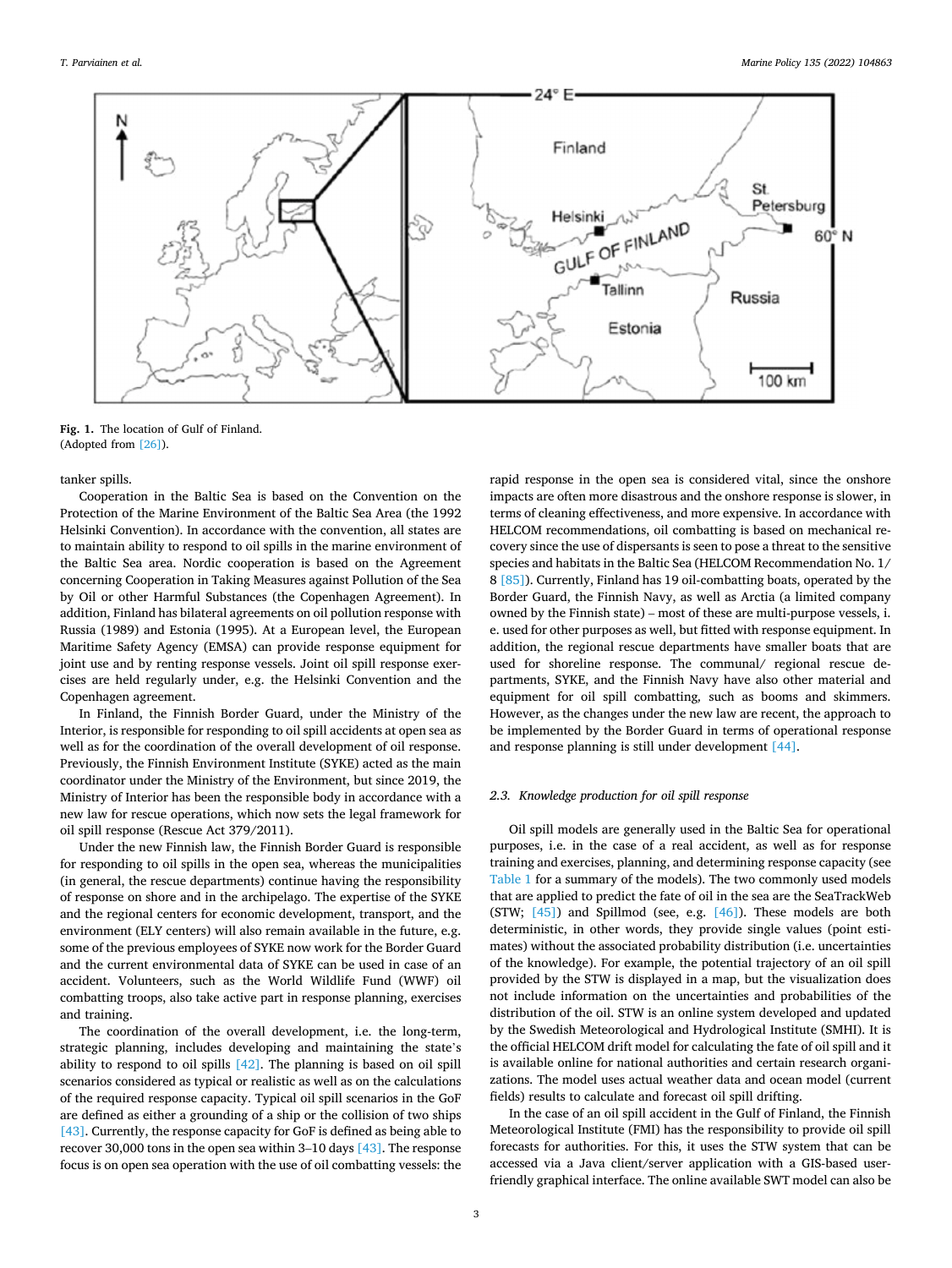Fig. 1. The location of Gulf of Finland.
(Adopted from [26]).

tanker spills.

Cooperation in the Baltic Sea is based on the Convention on the Protection of the Marine Environment of the Baltic Sea Area (the 1992 Helsinki Convention). In accordance with the convention, all states are to maintain ability to respond to oil spills in the marine environment of the Baltic Sea area. Nordic cooperation is based on the Agreement concerning Cooperation in Taking Measures against Pollution of the Sea by Oil or other Harmful Substances (the Copenhagen Agreement). In addition, Finland has bilateral agreements on oil pollution response with Russia (1989) and Estonia (1995). At a European level, the European Maritime Safety Agency (EMSA) can provide response equipment for joint use and by renting response vessels. Joint oil spill response exercises are held regularly under, e.g. the Helsinki Convention and the Copenhagen agreement.

In Finland, the Finnish Border Guard, under the Ministry of the Interior, is responsible for responding to oil spill accidents at open sea as well as for the coordination of the overall development of oil response. Previously, the Finnish Environment Institute (SYKE) acted as the main coordinator under the Ministry of the Environment, but since 2019, the Ministry of Interior has been the responsible body in accordance with a new law for rescue operations, which now sets the legal framework for oil spill response (Rescue Act 379/2011).

Under the new Finnish law, the Finnish Border Guard is responsible for responding to oil spills in the open sea, whereas the municipalities (in general, the rescue departments) continue having the responsibility of response on shore and in the archipelago. The expertise of the SYKE and the regional centers for economic development, transport, and the environment (ELY centers) will also remain available in the future, e.g. some of the previous employees of SYKE now work for the Border Guard and the current environmental data of SYKE can be used in case of an accident. Volunteers, such as the World Wildlife Fund (WWF) oil combatting troops, also take active part in response planning, exercises and training.

The coordination of the overall development, i.e. the long-term, strategic planning, includes developing and maintaining the state's ability to respond to oil spills [42]. The planning is based on oil spill scenarios considered as typical or realistic as well as on the calculations of the required response capacity. Typical oil spill scenarios in the GoF are defined as either a grounding of a ship or the collision of two ships [43]. Currently, the response capacity for GoF is defined as being able to recover 30,000 tons in the open sea within 3–10 days [43]. The response focus is on open sea operation with the use of oil combatting vessels: the rapid response in the open sea is considered vital, since the onshore impacts are often more disastrous and the onshore response is slower, in terms of cleaning effectiveness, and more expensive. In accordance with HELCOM recommendations, oil combatting is based on mechanical recovery since the use of dispersants is seen to pose a threat to the sensitive species and habitats in the Baltic Sea (HELCOM Recommendation No. 1/8 [85]). Currently, Finland has 19 oil-combatting boats, operated by the Border Guard, the Finnish Navy, as well as Arctia (a limited company owned by the Finnish state) – most of these are multi-purpose vessels, i.e. used for other purposes as well, but fitted with response equipment. In addition, the regional rescue departments have smaller boats that are used for shoreline response. The communal/ regional rescue departments, SYKE, and the Finnish Navy have also other material and equipment for oil spill combatting, such as booms and skimmers. However, as the changes under the new law are recent, the approach to be implemented by the Border Guard in terms of operational response and response planning is still under development [44].

### 2.3. Knowledge production for oil spill response

Oil spill models are generally used in the Baltic Sea for operational purposes, i.e. in the case of a real accident, as well as for response training and exercises, planning, and determining response capacity (see Table 1 for a summary of the models). The two commonly used models that are applied to predict the fate of oil in the sea are the SeaTrackWeb (STW; [45]) and Spillmod (see, e.g. [46]). These models are both deterministic, in other words, they provide single values (point estimates) without the associated probability distribution (i.e. uncertainties of the knowledge). For example, the potential trajectory of an oil spill provided by the STW is displayed in a map, but the visualization does not include information on the uncertainties and probabilities of the distribution of the oil. STW is an online system developed and updated by the Swedish Meteorological and Hydrological Institute (SMHI). It is the official HELCOM drift model for calculating the fate of oil spill and it is available online for national authorities and certain research organizations. The model uses actual weather data and ocean model (current fields) results to calculate and forecast oil spill drifting.

In the case of an oil spill accident in the Gulf of Finland, the Finnish Meteorological Institute (FMI) has the responsibility to provide oil spill forecasts for authorities. For this, it uses the STW system that can be accessed via a Java client/server application with a GIS-based user-friendly graphical interface. The online available SWT model can also be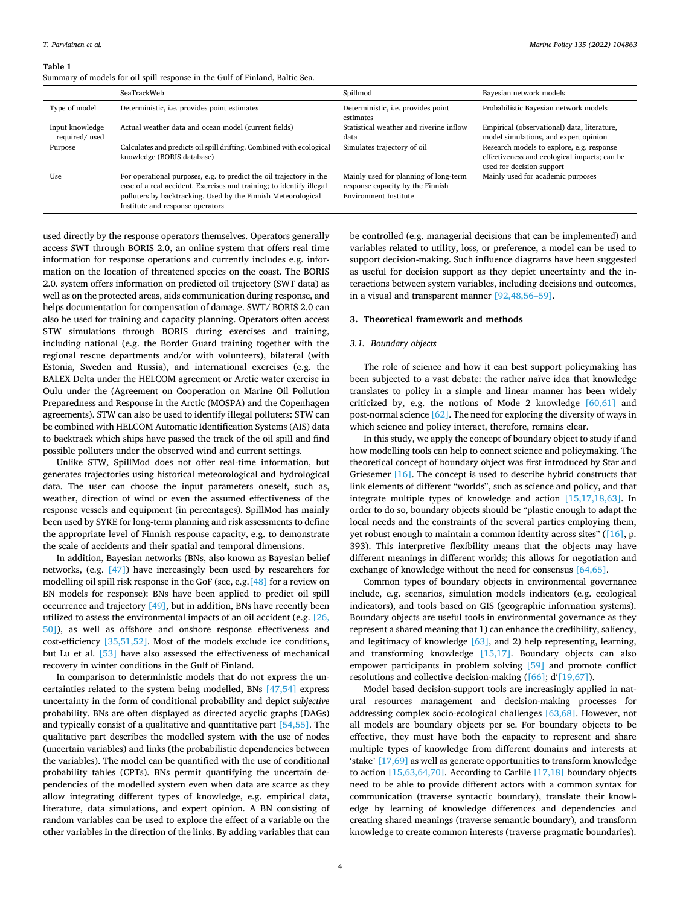**Table 1**
Summary of models for oil spill response in the Gulf of Finland, Baltic Sea.

| | SeaTrackWeb | Spillmod | Bayesian network models |
|---|---|---|---|
| Type of model | Deterministic, i.e. provides point estimates | Deterministic, i.e. provides point estimates | Probabilistic Bayesian network models |
| Input knowledge required/ used | Actual weather data and ocean model (current fields) | Statistical weather and riverine inflow data | Empirical (observational) data, literature, model simulations, and expert opinion |
| Purpose | Calculates and predicts oil spill drifting. Combined with ecological knowledge (BORIS database) | Simulates trajectory of oil | Research models to explore, e.g. response effectiveness and ecological impacts; can be used for decision support |
| Use | For operational purposes, e.g. to predict the oil trajectory in the case of a real accident. Exercises and training; to identify illegal polluters by backtracking. Used by the Finnish Meteorological Institute and response operators | Mainly used for planning of long-term response capacity by the Finnish Environment Institute | Mainly used for academic purposes |

used directly by the response operators themselves. Operators generally access SWT through BORIS 2.0, an online system that offers real time information for response operations and currently includes e.g. information on the location of threatened species on the coast. The BORIS 2.0. system offers information on predicted oil trajectory (SWT data) as well as on the protected areas, aids communication during response, and helps documentation for compensation of damage. SWT/ BORIS 2.0 can also be used for training and capacity planning. Operators often access STW simulations through BORIS during exercises and training, including national (e.g. the Border Guard training together with the regional rescue departments and/or with volunteers), bilateral (with Estonia, Sweden and Russia), and international exercises (e.g. the BALEX Delta under the HELCOM agreement or Arctic water exercise in Oulu under the (Agreement on Cooperation on Marine Oil Pollution Preparedness and Response in the Arctic (MOSPA) and the Copenhagen agreements). STW can also be used to identify illegal polluters: STW can be combined with HELCOM Automatic Identification Systems (AIS) data to backtrack which ships have passed the track of the oil spill and find possible polluters under the observed wind and current settings.

Unlike STW, SpillMod does not offer real-time information, but generates trajectories using historical meteorological and hydrological data. The user can choose the input parameters oneself, such as, weather, direction of wind or even the assumed effectiveness of the response vessels and equipment (in percentages). SpillMod has mainly been used by SYKE for long-term planning and risk assessments to define the appropriate level of Finnish response capacity, e.g. to demonstrate the scale of accidents and their spatial and temporal dimensions.

In addition, Bayesian networks (BNs, also known as Bayesian belief networks, (e.g. [47]) have increasingly been used by researchers for modelling oil spill risk response in the GoF (see, e.g.[48] for a review on BN models for response): BNs have been applied to predict oil spill occurrence and trajectory [49], but in addition, BNs have recently been utilized to assess the environmental impacts of an oil accident (e.g. [26, 50]), as well as offshore and onshore response effectiveness and cost-efficiency [35,51,52]. Most of the models exclude ice conditions, but Lu et al. [53] have also assessed the effectiveness of mechanical recovery in winter conditions in the Gulf of Finland.

In comparison to deterministic models that do not express the uncertainties related to the system being modelled, BNs [47,54] express uncertainty in the form of conditional probability and depict *subjective* probability. BNs are often displayed as directed acyclic graphs (DAGs) and typically consist of a qualitative and quantitative part [54,55]. The qualitative part describes the modelled system with the use of nodes (uncertain variables) and links (the probabilistic dependencies between the variables). The model can be quantified with the use of conditional probability tables (CPTs). BNs permit quantifying the uncertain dependencies of the modelled system even when data are scarce as they allow integrating different types of knowledge, e.g. empirical data, literature, data simulations, and expert opinion. A BN consisting of random variables can be used to explore the effect of a variable on the other variables in the direction of the links. By adding variables that can be controlled (e.g. managerial decisions that can be implemented) and variables related to utility, loss, or preference, a model can be used to support decision-making. Such influence diagrams have been suggested as useful for decision support as they depict uncertainty and the interactions between system variables, including decisions and outcomes, in a visual and transparent manner [92,48,56–59].

## 3. Theoretical framework and methods

### 3.1. Boundary objects

The role of science and how it can best support policymaking has been subjected to a vast debate: the rather naïve idea that knowledge translates to policy in a simple and linear manner has been widely criticized by, e.g. the notions of Mode 2 knowledge [60,61] and post-normal science [62]. The need for exploring the diversity of ways in which science and policy interact, therefore, remains clear.

In this study, we apply the concept of boundary object to study if and how modelling tools can help to connect science and policymaking. The theoretical concept of boundary object was first introduced by Star and Griesemer [16]. The concept is used to describe hybrid constructs that link elements of different "worlds", such as science and policy, and that integrate multiple types of knowledge and action [15,17,18,63]. In order to do so, boundary objects should be "plastic enough to adapt the local needs and the constraints of the several parties employing them, yet robust enough to maintain a common identity across sites" ([16], p. 393). This interpretive flexibility means that the objects may have different meanings in different worlds; this allows for negotiation and exchange of knowledge without the need for consensus [64,65].

Common types of boundary objects in environmental governance include, e.g. scenarios, simulation models indicators (e.g. ecological indicators), and tools based on GIS (geographic information systems). Boundary objects are useful tools in environmental governance as they represent a shared meaning that 1) can enhance the credibility, saliency, and legitimacy of knowledge [63], and 2) help representing, learning, and transforming knowledge [15,17]. Boundary objects can also empower participants in problem solving [59] and promote conflict resolutions and collective decision-making ([66]; d'[19,67]).

Model based decision-support tools are increasingly applied in natural resources management and decision-making processes for addressing complex socio-ecological challenges [63,68]. However, not all models are boundary objects per se. For boundary objects to be effective, they must have both the capacity to represent and share multiple types of knowledge from different domains and interests at 'stake' [17,69] as well as generate opportunities to transform knowledge to action [15,63,64,70]. According to Carlile [17,18] boundary objects need to be able to provide different actors with a common syntax for communication (traverse syntactic boundary), translate their knowledge by learning of knowledge differences and dependencies and creating shared meanings (traverse semantic boundary), and transform knowledge to create common interests (traverse pragmatic boundaries).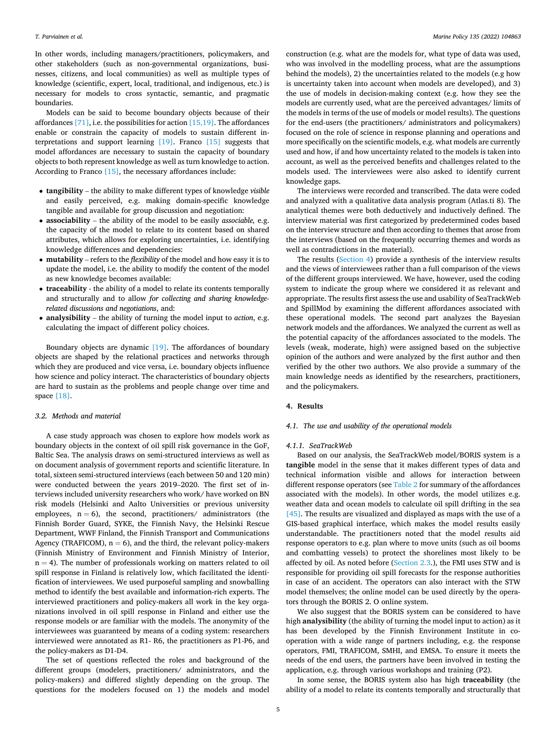In other words, including managers/practitioners, policymakers, and other stakeholders (such as non-governmental organizations, businesses, citizens, and local communities) as well as multiple types of knowledge (scientific, expert, local, traditional, and indigenous, etc.) is necessary for models to cross syntactic, semantic, and pragmatic boundaries.

Models can be said to become boundary objects because of their affordances [71], i.e. the possibilities for action [15,19]. The affordances enable or constrain the capacity of models to sustain different interpretations and support learning [19]. Franco [15] suggests that model affordances are necessary to sustain the capacity of boundary objects to both represent knowledge as well as turn knowledge to action. According to Franco [15], the necessary affordances include:

- **tangibility** – the ability to make different types of knowledge *visible* and easily perceived, e.g. making domain-specific knowledge tangible and available for group discussion and negotiation:
- **associability** – the ability of the model to be easily *associable,* e.g. the capacity of the model to relate to its content based on shared attributes, which allows for exploring uncertainties, i.e. identifying knowledge differences and dependencies:
- **mutability** – refers to the *flexibility* of the model and how easy it is to update the model, i.e. the ability to modify the content of the model as new knowledge becomes available:
- **traceability** - the ability of a model to relate its contents temporally and structurally and to allow *for collecting and sharing knowledge-related discussions and negotiations*, and:
- **analysibility** – the ability of turning the model input to *action*, e.g. calculating the impact of different policy choices.

Boundary objects are dynamic [19]. The affordances of boundary objects are shaped by the relational practices and networks through which they are produced and vice versa, i.e. boundary objects influence how science and policy interact. The characteristics of boundary objects are hard to sustain as the problems and people change over time and space [18].

### 3.2. Methods and material

A case study approach was chosen to explore how models work as boundary objects in the context of oil spill risk governance in the GoF, Baltic Sea. The analysis draws on semi-structured interviews as well as on document analysis of government reports and scientific literature. In total, sixteen semi-structured interviews (each between 50 and 120 min) were conducted between the years 2019–2020. The first set of interviews included university researchers who work/ have worked on BN risk models (Helsinki and Aalto Universities or previous university employees, n = 6), the second, practitioners/ administrators (the Finnish Border Guard, SYKE, the Finnish Navy, the Helsinki Rescue Department, WWF Finland, the Finnish Transport and Communications Agency (TRAFICOM), n = 6), and the third, the relevant policy-makers (Finnish Ministry of Environment and Finnish Ministry of Interior, n = 4). The number of professionals working on matters related to oil spill response in Finland is relatively low, which facilitated the identification of interviewees. We used purposeful sampling and snowballing method to identify the best available and information-rich experts. The interviewed practitioners and policy-makers all work in the key organizations involved in oil spill response in Finland and either use the response models or are familiar with the models. The anonymity of the interviewees was guaranteed by means of a coding system: researchers interviewed were annotated as R1- R6, the practitioners as P1-P6, and the policy-makers as D1-D4.

The set of questions reflected the roles and background of the different groups (modelers, practitioners/ administrators, and the policy-makers) and differed slightly depending on the group. The questions for the modelers focused on 1) the models and model construction (e.g. what are the models for, what type of data was used, who was involved in the modelling process, what are the assumptions behind the models), 2) the uncertainties related to the models (e.g how is uncertainty taken into account when models are developed), and 3) the use of models in decision-making context (e.g. how they see the models are currently used, what are the perceived advantages/ limits of the models in terms of the use of models or model results). The questions for the end-users (the practitioners/ administrators and policymakers) focused on the role of science in response planning and operations and more specifically on the scientific models, e.g. what models are currently used and how, if and how uncertainty related to the models is taken into account, as well as the perceived benefits and challenges related to the models used. The interviewees were also asked to identify current knowledge gaps.

The interviews were recorded and transcribed. The data were coded and analyzed with a qualitative data analysis program (Atlas.ti 8). The analytical themes were both deductively and inductively defined. The interview material was first categorized by predetermined codes based on the interview structure and then according to themes that arose from the interviews (based on the frequently occurring themes and words as well as contradictions in the material).

The results (Section 4) provide a synthesis of the interview results and the views of interviewees rather than a full comparison of the views of the different groups interviewed. We have, however, used the coding system to indicate the group where we considered it as relevant and appropriate. The results first assess the use and usability of SeaTrackWeb and SpillMod by examining the different affordances associated with these operational models. The second part analyzes the Bayesian network models and the affordances. We analyzed the current as well as the potential capacity of the affordances associated to the models. The levels (weak, moderate, high) were assigned based on the subjective opinion of the authors and were analyzed by the first author and then verified by the other two authors. We also provide a summary of the main knowledge needs as identified by the researchers, practitioners, and the policymakers.

## 4. Results

### 4.1. The use and usability of the operational models

#### 4.1.1. SeaTrackWeb

Based on our analysis, the SeaTrackWeb model/BORIS system is a **tangible** model in the sense that it makes different types of data and technical information visible and allows for interaction between different response operators (see Table 2 for summary of the affordances associated with the models). In other words, the model utilizes e.g. weather data and ocean models to calculate oil spill drifting in the sea [45]. The results are visualized and displayed as maps with the use of a GIS-based graphical interface, which makes the model results easily understandable. The practitioners noted that the model results aid response operators to e.g. plan where to move units (such as oil booms and combatting vessels) to protect the shorelines most likely to be affected by oil. As noted before (Section 2.3.), the FMI uses STW and is responsible for providing oil spill forecasts for the response authorities in case of an accident. The operators can also interact with the STW model themselves; the online model can be used directly by the operators through the BORIS 2. O online system.

We also suggest that the BORIS system can be considered to have high **analysibility** (the ability of turning the model input to action) as it has been developed by the Finnish Environment Institute in cooperation with a wide range of partners including, e.g. the response operators, FMI, TRAFICOM, SMHI, and EMSA. To ensure it meets the needs of the end users, the partners have been involved in testing the application, e.g. through various workshops and training (P2).

In some sense, the BORIS system also has high **traceability** (the ability of a model to relate its contents temporally and structurally that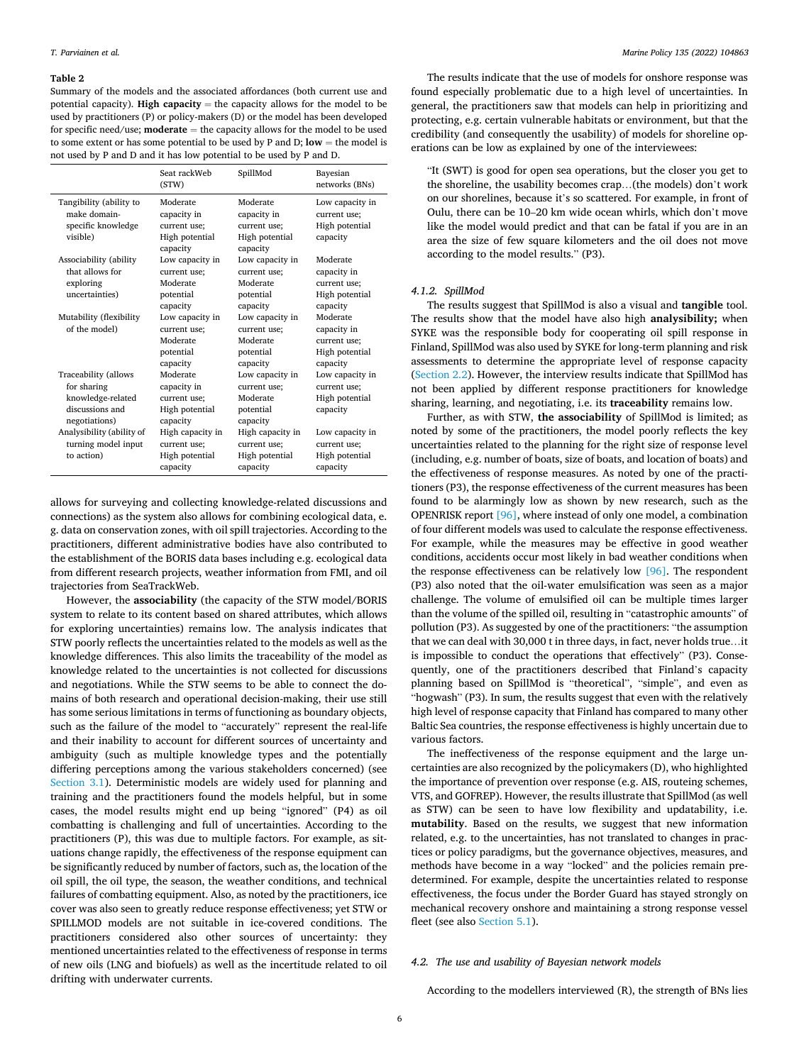**Table 2**

Summary of the models and the associated affordances (both current use and potential capacity). **High capacity** = the capacity allows for the model to be used by practitioners (P) or policy-makers (D) or the model has been developed for specific need/use; **moderate** = the capacity allows for the model to be used to some extent or has some potential to be used by P and D; **low** = the model is not used by P and D and it has low potential to be used by P and D.

| | Seat rackWeb (STW) | SpillMod | Bayesian networks (BNs) |
|---|---|---|---|
| Tangibility (ability to make domain-specific knowledge visible) | Moderate capacity in current use; High potential capacity | Moderate capacity in current use; High potential capacity | Low capacity in current use; High potential capacity |
| Associability (ability that allows for exploring uncertainties) | Low capacity in current use; Moderate potential capacity | Low capacity in current use; Moderate potential capacity | Moderate capacity in current use; High potential capacity |
| Mutability (flexibility of the model) | Low capacity in current use; Moderate potential capacity | Low capacity in current use; Moderate potential capacity | Moderate capacity in current use; High potential capacity |
| Traceability (allows for sharing knowledge-related discussions and negotiations) | Moderate capacity in current use; High potential capacity | Low capacity in current use; Moderate potential capacity | Low capacity in current use; High potential capacity |
| Analysibility (ability of turning model input to action) | High capacity in current use; High potential capacity | High capacity in current use; High potential capacity | Low capacity in current use; High potential capacity |

allows for surveying and collecting knowledge-related discussions and connections) as the system also allows for combining ecological data, e.g. data on conservation zones, with oil spill trajectories. According to the practitioners, different administrative bodies have also contributed to the establishment of the BORIS data bases including e.g. ecological data from different research projects, weather information from FMI, and oil trajectories from SeaTrackWeb.

However, the **associability** (the capacity of the STW model/BORIS system to relate to its content based on shared attributes, which allows for exploring uncertainties) remains low. The analysis indicates that STW poorly reflects the uncertainties related to the models as well as the knowledge differences. This also limits the traceability of the model as knowledge related to the uncertainties is not collected for discussions and negotiations. While the STW seems to be able to connect the domains of both research and operational decision-making, their use still has some serious limitations in terms of functioning as boundary objects, such as the failure of the model to "accurately" represent the real-life and their inability to account for different sources of uncertainty and ambiguity (such as multiple knowledge types and the potentially differing perceptions among the various stakeholders concerned) (see Section 3.1). Deterministic models are widely used for planning and training and the practitioners found the models helpful, but in some cases, the model results might end up being "ignored" (P4) as oil combatting is challenging and full of uncertainties. According to the practitioners (P), this was due to multiple factors. For example, as situations change rapidly, the effectiveness of the response equipment can be significantly reduced by number of factors, such as, the location of the oil spill, the oil type, the season, the weather conditions, and technical failures of combatting equipment. Also, as noted by the practitioners, ice cover was also seen to greatly reduce response effectiveness; yet STW or SPILLMOD models are not suitable in ice-covered conditions. The practitioners considered also other sources of uncertainty: they mentioned uncertainties related to the effectiveness of response in terms of new oils (LNG and biofuels) as well as the incertitude related to oil drifting with underwater currents.

The results indicate that the use of models for onshore response was found especially problematic due to a high level of uncertainties. In general, the practitioners saw that models can help in prioritizing and protecting, e.g. certain vulnerable habitats or environment, but that the credibility (and consequently the usability) of models for shoreline operations can be low as explained by one of the interviewees:

> "It (SWT) is good for open sea operations, but the closer you get to the shoreline, the usability becomes crap…(the models) don't work on our shorelines, because it's so scattered. For example, in front of Oulu, there can be 10–20 km wide ocean whirls, which don't move like the model would predict and that can be fatal if you are in an area the size of few square kilometers and the oil does not move according to the model results." (P3).

#### 4.1.2. SpillMod

The results suggest that SpillMod is also a visual and **tangible** tool. The results show that the model have also high **analysibility;** when SYKE was the responsible body for cooperating oil spill response in Finland, SpillMod was also used by SYKE for long-term planning and risk assessments to determine the appropriate level of response capacity (Section 2.2). However, the interview results indicate that SpillMod has not been applied by different response practitioners for knowledge sharing, learning, and negotiating, i.e. its **traceability** remains low.

Further, as with STW, **the associability** of SpillMod is limited; as noted by some of the practitioners, the model poorly reflects the key uncertainties related to the planning for the right size of response level (including, e.g. number of boats, size of boats, and location of boats) and the effectiveness of response measures. As noted by one of the practitioners (P3), the response effectiveness of the current measures has been found to be alarmingly low as shown by new research, such as the OPENRISK report [96], where instead of only one model, a combination of four different models was used to calculate the response effectiveness. For example, while the measures may be effective in good weather conditions, accidents occur most likely in bad weather conditions when the response effectiveness can be relatively low [96]. The respondent (P3) also noted that the oil-water emulsification was seen as a major challenge. The volume of emulsified oil can be multiple times larger than the volume of the spilled oil, resulting in "catastrophic amounts" of pollution (P3). As suggested by one of the practitioners: "the assumption that we can deal with 30,000 t in three days, in fact, never holds true…it is impossible to conduct the operations that effectively" (P3). Consequently, one of the practitioners described that Finland's capacity planning based on SpillMod is "theoretical", "simple", and even as "hogwash" (P3). In sum, the results suggest that even with the relatively high level of response capacity that Finland has compared to many other Baltic Sea countries, the response effectiveness is highly uncertain due to various factors.

The ineffectiveness of the response equipment and the large uncertainties are also recognized by the policymakers (D), who highlighted the importance of prevention over response (e.g. AIS, routeing schemes, VTS, and GOFREP). However, the results illustrate that SpillMod (as well as STW) can be seen to have low flexibility and updatability, i.e. **mutability**. Based on the results, we suggest that new information related, e.g. to the uncertainties, has not translated to changes in practices or policy paradigms, but the governance objectives, measures, and methods have become in a way "locked" and the policies remain predetermined. For example, despite the uncertainties related to response effectiveness, the focus under the Border Guard has stayed strongly on mechanical recovery onshore and maintaining a strong response vessel fleet (see also Section 5.1).

### 4.2. The use and usability of Bayesian network models

According to the modellers interviewed (R), the strength of BNs lies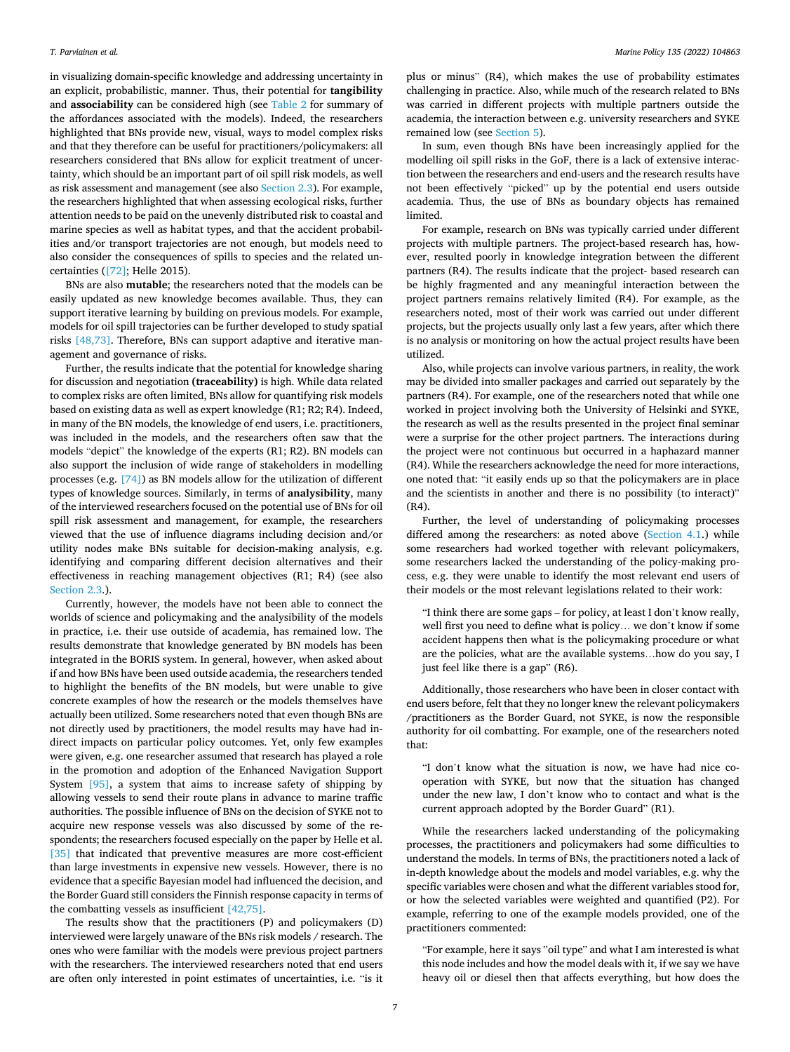in visualizing domain-specific knowledge and addressing uncertainty in an explicit, probabilistic, manner. Thus, their potential for **tangibility** and **associability** can be considered high (see Table 2 for summary of the affordances associated with the models). Indeed, the researchers highlighted that BNs provide new, visual, ways to model complex risks and that they therefore can be useful for practitioners/policymakers: all researchers considered that BNs allow for explicit treatment of uncertainty, which should be an important part of oil spill risk models, as well as risk assessment and management (see also Section 2.3). For example, the researchers highlighted that when assessing ecological risks, further attention needs to be paid on the unevenly distributed risk to coastal and marine species as well as habitat types, and that the accident probabilities and/or transport trajectories are not enough, but models need to also consider the consequences of spills to species and the related uncertainties ([72]; Helle 2015).

BNs are also **mutable**; the researchers noted that the models can be easily updated as new knowledge becomes available. Thus, they can support iterative learning by building on previous models. For example, models for oil spill trajectories can be further developed to study spatial risks [48,73]. Therefore, BNs can support adaptive and iterative management and governance of risks.

Further, the results indicate that the potential for knowledge sharing for discussion and negotiation **(traceability)** is high. While data related to complex risks are often limited, BNs allow for quantifying risk models based on existing data as well as expert knowledge (R1; R2; R4). Indeed, in many of the BN models, the knowledge of end users, i.e. practitioners, was included in the models, and the researchers often saw that the models "depict" the knowledge of the experts (R1; R2). BN models can also support the inclusion of wide range of stakeholders in modelling processes (e.g. [74]) as BN models allow for the utilization of different types of knowledge sources. Similarly, in terms of **analysibility**, many of the interviewed researchers focused on the potential use of BNs for oil spill risk assessment and management, for example, the researchers viewed that the use of influence diagrams including decision and/or utility nodes make BNs suitable for decision-making analysis, e.g. identifying and comparing different decision alternatives and their effectiveness in reaching management objectives (R1; R4) (see also Section 2.3.).

Currently, however, the models have not been able to connect the worlds of science and policymaking and the analysibility of the models in practice, i.e. their use outside of academia, has remained low. The results demonstrate that knowledge generated by BN models has been integrated in the BORIS system. In general, however, when asked about if and how BNs have been used outside academia, the researchers tended to highlight the benefits of the BN models, but were unable to give concrete examples of how the research or the models themselves have actually been utilized. Some researchers noted that even though BNs are not directly used by practitioners, the model results may have had indirect impacts on particular policy outcomes. Yet, only few examples were given, e.g. one researcher assumed that research has played a role in the promotion and adoption of the Enhanced Navigation Support System [95], a system that aims to increase safety of shipping by allowing vessels to send their route plans in advance to marine traffic authorities. The possible influence of BNs on the decision of SYKE not to acquire new response vessels was also discussed by some of the respondents; the researchers focused especially on the paper by Helle et al. [35] that indicated that preventive measures are more cost-efficient than large investments in expensive new vessels. However, there is no evidence that a specific Bayesian model had influenced the decision, and the Border Guard still considers the Finnish response capacity in terms of the combatting vessels as insufficient [42,75].

The results show that the practitioners (P) and policymakers (D) interviewed were largely unaware of the BNs risk models / research. The ones who were familiar with the models were previous project partners with the researchers. The interviewed researchers noted that end users are often only interested in point estimates of uncertainties, i.e. "is it plus or minus" (R4), which makes the use of probability estimates challenging in practice. Also, while much of the research related to BNs was carried in different projects with multiple partners outside the academia, the interaction between e.g. university researchers and SYKE remained low (see Section 5).

In sum, even though BNs have been increasingly applied for the modelling oil spill risks in the GoF, there is a lack of extensive interaction between the researchers and end-users and the research results have not been effectively "picked" up by the potential end users outside academia. Thus, the use of BNs as boundary objects has remained limited.

For example, research on BNs was typically carried under different projects with multiple partners. The project-based research has, however, resulted poorly in knowledge integration between the different partners (R4). The results indicate that the project- based research can be highly fragmented and any meaningful interaction between the project partners remains relatively limited (R4). For example, as the researchers noted, most of their work was carried out under different projects, but the projects usually only last a few years, after which there is no analysis or monitoring on how the actual project results have been utilized.

Also, while projects can involve various partners, in reality, the work may be divided into smaller packages and carried out separately by the partners (R4). For example, one of the researchers noted that while one worked in project involving both the University of Helsinki and SYKE, the research as well as the results presented in the project final seminar were a surprise for the other project partners. The interactions during the project were not continuous but occurred in a haphazard manner (R4). While the researchers acknowledge the need for more interactions, one noted that: "it easily ends up so that the policymakers are in place and the scientists in another and there is no possibility (to interact)" (R4).

Further, the level of understanding of policymaking processes differed among the researchers: as noted above (Section 4.1.) while some researchers had worked together with relevant policymakers, some researchers lacked the understanding of the policy-making process, e.g. they were unable to identify the most relevant end users of their models or the most relevant legislations related to their work:

> "I think there are some gaps – for policy, at least I don't know really, well first you need to define what is policy… we don't know if some accident happens then what is the policymaking procedure or what are the policies, what are the available systems…how do you say, I just feel like there is a gap" (R6).

Additionally, those researchers who have been in closer contact with end users before, felt that they no longer knew the relevant policymakers /practitioners as the Border Guard, not SYKE, is now the responsible authority for oil combatting. For example, one of the researchers noted that:

> "I don't know what the situation is now, we have had nice cooperation with SYKE, but now that the situation has changed under the new law, I don't know who to contact and what is the current approach adopted by the Border Guard" (R1).

While the researchers lacked understanding of the policymaking processes, the practitioners and policymakers had some difficulties to understand the models. In terms of BNs, the practitioners noted a lack of in-depth knowledge about the models and model variables, e.g. why the specific variables were chosen and what the different variables stood for, or how the selected variables were weighted and quantified (P2). For example, referring to one of the example models provided, one of the practitioners commented:

> "For example, here it says "oil type" and what I am interested is what this node includes and how the model deals with it, if we say we have heavy oil or diesel then that affects everything, but how does the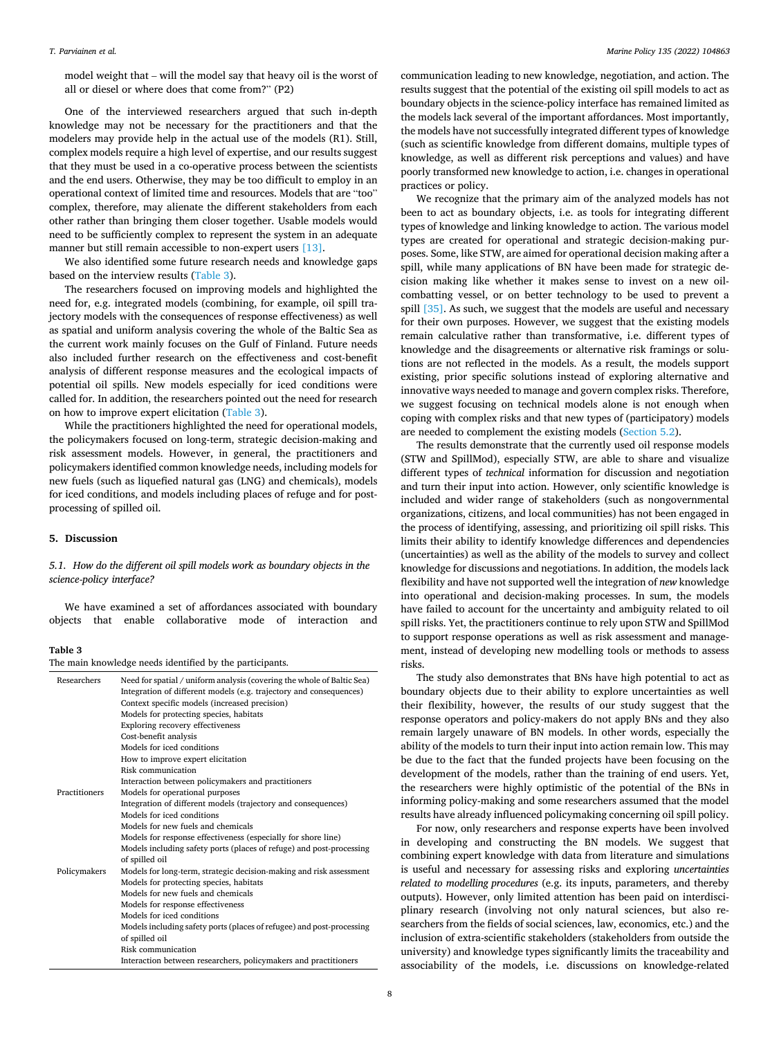model weight that – will the model say that heavy oil is the worst of all or diesel or where does that come from?" (P2)

One of the interviewed researchers argued that such in-depth knowledge may not be necessary for the practitioners and that the modelers may provide help in the actual use of the models (R1). Still, complex models require a high level of expertise, and our results suggest that they must be used in a co-operative process between the scientists and the end users. Otherwise, they may be too difficult to employ in an operational context of limited time and resources. Models that are "too" complex, therefore, may alienate the different stakeholders from each other rather than bringing them closer together. Usable models would need to be sufficiently complex to represent the system in an adequate manner but still remain accessible to non-expert users [13].

We also identified some future research needs and knowledge gaps based on the interview results (Table 3).

The researchers focused on improving models and highlighted the need for, e.g. integrated models (combining, for example, oil spill trajectory models with the consequences of response effectiveness) as well as spatial and uniform analysis covering the whole of the Baltic Sea as the current work mainly focuses on the Gulf of Finland. Future needs also included further research on the effectiveness and cost-benefit analysis of different response measures and the ecological impacts of potential oil spills. New models especially for iced conditions were called for. In addition, the researchers pointed out the need for research on how to improve expert elicitation (Table 3).

While the practitioners highlighted the need for operational models, the policymakers focused on long-term, strategic decision-making and risk assessment models. However, in general, the practitioners and policymakers identified common knowledge needs, including models for new fuels (such as liquefied natural gas (LNG) and chemicals), models for iced conditions, and models including places of refuge and for post-processing of spilled oil.

## 5. Discussion

### *5.1. How do the different oil spill models work as boundary objects in the science-policy interface?*

We have examined a set of affordances associated with boundary objects that enable collaborative mode of interaction and communication leading to new knowledge, negotiation, and action. The results suggest that the potential of the existing oil spill models to act as boundary objects in the science-policy interface has remained limited as the models lack several of the important affordances. Most importantly, the models have not successfully integrated different types of knowledge (such as scientific knowledge from different domains, multiple types of knowledge, as well as different risk perceptions and values) and have poorly transformed new knowledge to action, i.e. changes in operational practices or policy.

We recognize that the primary aim of the analyzed models has not been to act as boundary objects, i.e. as tools for integrating different types of knowledge and linking knowledge to action. The various model types are created for operational and strategic decision-making purposes. Some, like STW, are aimed for operational decision making after a spill, while many applications of BN have been made for strategic decision making like whether it makes sense to invest on a new oil-combatting vessel, or on better technology to be used to prevent a spill [35]. As such, we suggest that the models are useful and necessary for their own purposes. However, we suggest that the existing models remain calculative rather than transformative, i.e. different types of knowledge and the disagreements or alternative risk framings or solutions are not reflected in the models. As a result, the models support existing, prior specific solutions instead of exploring alternative and innovative ways needed to manage and govern complex risks. Therefore, we suggest focusing on technical models alone is not enough when coping with complex risks and that new types of (participatory) models are needed to complement the existing models (Section 5.2).

The results demonstrate that the currently used oil response models (STW and SpillMod), especially STW, are able to share and visualize different types of *technical* information for discussion and negotiation and turn their input into action. However, only scientific knowledge is included and wider range of stakeholders (such as nongovernmental organizations, citizens, and local communities) has not been engaged in the process of identifying, assessing, and prioritizing oil spill risks. This limits their ability to identify knowledge differences and dependencies (uncertainties) as well as the ability of the models to survey and collect knowledge for discussions and negotiations. In addition, the models lack flexibility and have not supported well the integration of *new* knowledge into operational and decision-making processes. In sum, the models have failed to account for the uncertainty and ambiguity related to oil spill risks. Yet, the practitioners continue to rely upon STW and SpillMod to support response operations as well as risk assessment and management, instead of developing new modelling tools or methods to assess risks.

The study also demonstrates that BNs have high potential to act as boundary objects due to their ability to explore uncertainties as well their flexibility, however, the results of our study suggest that the response operators and policy-makers do not apply BNs and they also remain largely unaware of BN models. In other words, especially the ability of the models to turn their input into action remain low. This may be due to the fact that the funded projects have been focusing on the development of the models, rather than the training of end users. Yet, the researchers were highly optimistic of the potential of the BNs in informing policy-making and some researchers assumed that the model results have already influenced policymaking concerning oil spill policy.

For now, only researchers and response experts have been involved in developing and constructing the BN models. We suggest that combining expert knowledge with data from literature and simulations is useful and necessary for assessing risks and exploring *uncertainties related to modelling procedures* (e.g. its inputs, parameters, and thereby outputs). However, only limited attention has been paid on interdisciplinary research (involving not only natural sciences, but also researchers from the fields of social sciences, law, economics, etc.) and the inclusion of extra-scientific stakeholders (stakeholders from outside the university) and knowledge types significantly limits the traceability and associability of the models, i.e. discussions on knowledge-related

Table 3
The main knowledge needs identified by the participants.

| | |
|---|---|
| Researchers | Need for spatial / uniform analysis (covering the whole of Baltic Sea) |
| | Integration of different models (e.g. trajectory and consequences) |
| | Context specific models (increased precision) |
| | Models for protecting species, habitats |
| | Exploring recovery effectiveness |
| | Cost-benefit analysis |
| | Models for iced conditions |
| | How to improve expert elicitation |
| | Risk communication |
| | Interaction between policymakers and practitioners |
| Practitioners | Models for operational purposes |
| | Integration of different models (trajectory and consequences) |
| | Models for iced conditions |
| | Models for new fuels and chemicals |
| | Models for response effectiveness (especially for shore line) |
| | Models including safety ports (places of refuge) and post-processing of spilled oil |
| Policymakers | Models for long-term, strategic decision-making and risk assessment |
| | Models for protecting species, habitats |
| | Models for new fuels and chemicals |
| | Models for response effectiveness |
| | Models for iced conditions |
| | Models including safety ports (places of refugee) and post-processing of spilled oil |
| | Risk communication |
| | Interaction between researchers, policymakers and practitioners |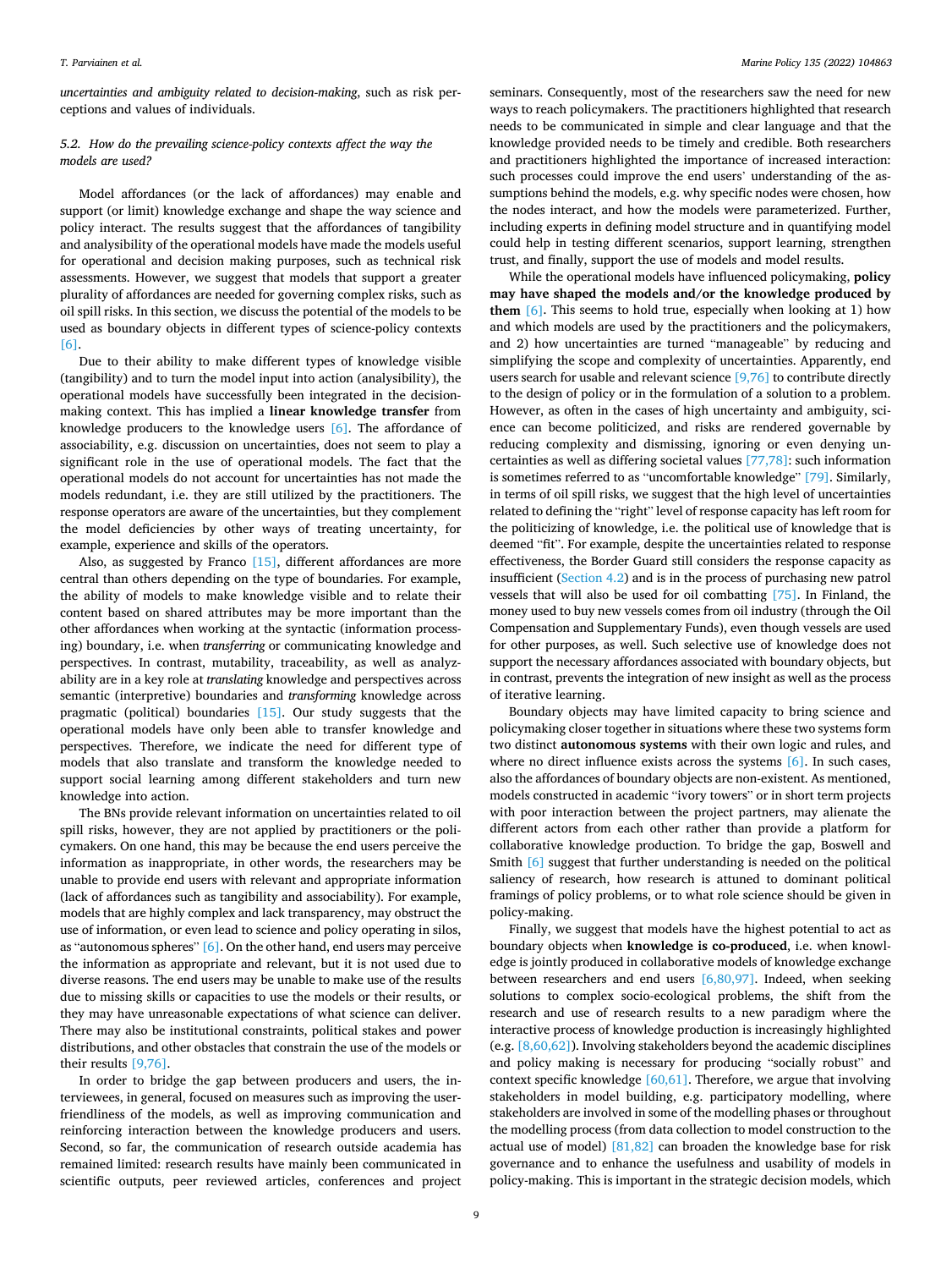*uncertainties and ambiguity related to decision-making*, such as risk perceptions and values of individuals.

### 5.2. How do the prevailing science-policy contexts affect the way the models are used?

Model affordances (or the lack of affordances) may enable and support (or limit) knowledge exchange and shape the way science and policy interact. The results suggest that the affordances of tangibility and analysability of the operational models have made the models useful for operational and decision making purposes, such as technical risk assessments. However, we suggest that models that support a greater plurality of affordances are needed for governing complex risks, such as oil spill risks. In this section, we discuss the potential of the models to be used as boundary objects in different types of science-policy contexts [6].

Due to their ability to make different types of knowledge visible (tangibility) and to turn the model input into action (analysibility), the operational models have successfully been integrated in the decision-making context. This has implied a **linear knowledge transfer** from knowledge producers to the knowledge users [6]. The affordance of associability, e.g. discussion on uncertainties, does not seem to play a significant role in the use of operational models. The fact that the operational models do not account for uncertainties has not made the models redundant, i.e. they are still utilized by the practitioners. The response operators are aware of the uncertainties, but they complement the model deficiencies by other ways of treating uncertainty, for example, experience and skills of the operators.

Also, as suggested by Franco [15], different affordances are more central than others depending on the type of boundaries. For example, the ability of models to make knowledge visible and to relate their content based on shared attributes may be more important than the other affordances when working at the syntactic (information processing) boundary, i.e. when *transferring* or communicating knowledge and perspectives. In contrast, mutability, traceability, as well as analyzability are in a key role at *translating* knowledge and perspectives across semantic (interpretive) boundaries and *transforming* knowledge across pragmatic (political) boundaries [15]. Our study suggests that the operational models have only been able to transfer knowledge and perspectives. Therefore, we indicate the need for different type of models that also translate and transform the knowledge needed to support social learning among different stakeholders and turn new knowledge into action.

The BNs provide relevant information on uncertainties related to oil spill risks, however, they are not applied by practitioners or the policymakers. On one hand, this may be because the end users perceive the information as inappropriate, in other words, the researchers may be unable to provide end users with relevant and appropriate information (lack of affordances such as tangibility and associability). For example, models that are highly complex and lack transparency, may obstruct the use of information, or even lead to science and policy operating in silos, as "autonomous spheres" [6]. On the other hand, end users may perceive the information as appropriate and relevant, but it is not used due to diverse reasons. The end users may be unable to make use of the results due to missing skills or capacities to use the models or their results, or they may have unreasonable expectations of what science can deliver. There may also be institutional constraints, political stakes and power distributions, and other obstacles that constrain the use of the models or their results [9,76].

In order to bridge the gap between producers and users, the interviewees, in general, focused on measures such as improving the user-friendliness of the models, as well as improving communication and reinforcing interaction between the knowledge producers and users. Second, so far, the communication of research outside academia has remained limited: research results have mainly been communicated in scientific outputs, peer reviewed articles, conferences and project seminars. Consequently, most of the researchers saw the need for new ways to reach policymakers. The practitioners highlighted that research needs to be communicated in simple and clear language and that the knowledge provided needs to be timely and credible. Both researchers and practitioners highlighted the importance of increased interaction: such processes could improve the end users' understanding of the assumptions behind the models, e.g. why specific nodes were chosen, how the nodes interact, and how the models were parameterized. Further, including experts in defining model structure and in quantifying model could help in testing different scenarios, support learning, strengthen trust, and finally, support the use of models and model results.

While the operational models have influenced policymaking, **policy may have shaped the models and/or the knowledge produced by them** [6]. This seems to hold true, especially when looking at 1) how and which models are used by the practitioners and the policymakers, and 2) how uncertainties are turned "manageable" by reducing and simplifying the scope and complexity of uncertainties. Apparently, end users search for usable and relevant science [9,76] to contribute directly to the design of policy or in the formulation of a solution to a problem. However, as often in the cases of high uncertainty and ambiguity, science can become politicized, and risks are rendered governable by reducing complexity and dismissing, ignoring or even denying uncertainties as well as differing societal values [77,78]: such information is sometimes referred to as "uncomfortable knowledge" [79]. Similarly, in terms of oil spill risks, we suggest that the high level of uncertainties related to defining the "right" level of response capacity has left room for the politicizing of knowledge, i.e. the political use of knowledge that is deemed "fit". For example, despite the uncertainties related to response effectiveness, the Border Guard still considers the response capacity as insufficient (Section 4.2) and is in the process of purchasing new patrol vessels that will also be used for oil combatting [75]. In Finland, the money used to buy new vessels comes from oil industry (through the Oil Compensation and Supplementary Funds), even though vessels are used for other purposes, as well. Such selective use of knowledge does not support the necessary affordances associated with boundary objects, but in contrast, prevents the integration of new insight as well as the process of iterative learning.

Boundary objects may have limited capacity to bring science and policymaking closer together in situations where these two systems form two distinct **autonomous systems** with their own logic and rules, and where no direct influence exists across the systems [6]. In such cases, also the affordances of boundary objects are non-existent. As mentioned, models constructed in academic "ivory towers" or in short term projects with poor interaction between the project partners, may alienate the different actors from each other rather than provide a platform for collaborative knowledge production. To bridge the gap, Boswell and Smith [6] suggest that further understanding is needed on the political saliency of research, how research is attuned to dominant political framings of policy problems, or to what role science should be given in policy-making.

Finally, we suggest that models have the highest potential to act as boundary objects when **knowledge is co-produced**, i.e. when knowledge is jointly produced in collaborative models of knowledge exchange between researchers and end users [6,80,97]. Indeed, when seeking solutions to complex socio-ecological problems, the shift from the research and use of research results to a new paradigm where the interactive process of knowledge production is increasingly highlighted (e.g. [8,60,62]). Involving stakeholders beyond the academic disciplines and policy making is necessary for producing "socially robust" and context specific knowledge [60,61]. Therefore, we argue that involving stakeholders in model building, e.g. participatory modelling, where stakeholders are involved in some of the modelling phases or throughout the modelling process (from data collection to model construction to the actual use of model) [81,82] can broaden the knowledge base for risk governance and to enhance the usefulness and usability of models in policy-making. This is important in the strategic decision models, which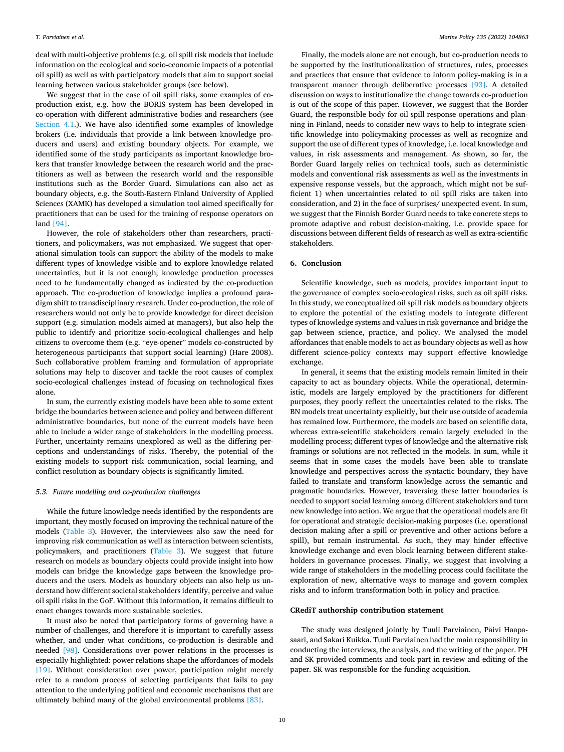deal with multi-objective problems (e.g. oil spill risk models that include information on the ecological and socio-economic impacts of a potential oil spill) as well as with participatory models that aim to support social learning between various stakeholder groups (see below).

We suggest that in the case of oil spill risks, some examples of co-production exist, e.g. how the BORIS system has been developed in co-operation with different administrative bodies and researchers (see Section 4.1.). We have also identified some examples of knowledge brokers (i.e. individuals that provide a link between knowledge producers and users) and existing boundary objects. For example, we identified some of the study participants as important knowledge brokers that transfer knowledge between the research world and the practitioners as well as between the research world and the responsible institutions such as the Border Guard. Simulations can also act as boundary objects, e.g. the South-Eastern Finland University of Applied Sciences (XAMK) has developed a simulation tool aimed specifically for practitioners that can be used for the training of response operators on land [94].

However, the role of stakeholders other than researchers, practitioners, and policymakers, was not emphasized. We suggest that operational simulation tools can support the ability of the models to make different types of knowledge visible and to explore knowledge related uncertainties, but it is not enough; knowledge production processes need to be fundamentally changed as indicated by the co-production approach. The co-production of knowledge implies a profound paradigm shift to transdisciplinary research. Under co-production, the role of researchers would not only be to provide knowledge for direct decision support (e.g. simulation models aimed at managers), but also help the public to identify and prioritize socio-ecological challenges and help citizens to overcome them (e.g. "eye-opener" models co-constructed by heterogeneous participants that support social learning) (Hare 2008). Such collaborative problem framing and formulation of appropriate solutions may help to discover and tackle the root causes of complex socio-ecological challenges instead of focusing on technological fixes alone.

In sum, the currently existing models have been able to some extent bridge the boundaries between science and policy and between different administrative boundaries, but none of the current models have been able to include a wider range of stakeholders in the modelling process. Further, uncertainty remains unexplored as well as the differing perceptions and understandings of risks. Thereby, the potential of the existing models to support risk communication, social learning, and conflict resolution as boundary objects is significantly limited.

### 5.3. Future modelling and co-production challenges

While the future knowledge needs identified by the respondents are important, they mostly focused on improving the technical nature of the models (Table 3). However, the interviewees also saw the need for improving risk communication as well as interaction between scientists, policymakers, and practitioners (Table 3). We suggest that future research on models as boundary objects could provide insight into how models can bridge the knowledge gaps between the knowledge producers and the users. Models as boundary objects can also help us understand how different societal stakeholders identify, perceive and value oil spill risks in the GoF. Without this information, it remains difficult to enact changes towards more sustainable societies.

It must also be noted that participatory forms of governing have a number of challenges, and therefore it is important to carefully assess whether, and under what conditions, co-production is desirable and needed [98]. Considerations over power relations in the processes is especially highlighted: power relations shape the affordances of models [19]. Without consideration over power, participation might merely refer to a random process of selecting participants that fails to pay attention to the underlying political and economic mechanisms that are ultimately behind many of the global environmental problems [83].

Finally, the models alone are not enough, but co-production needs to be supported by the institutionalization of structures, rules, processes and practices that ensure that evidence to inform policy-making is in a transparent manner through deliberative processes [93]. A detailed discussion on ways to institutionalize the change towards co-production is out of the scope of this paper. However, we suggest that the Border Guard, the responsible body for oil spill response operations and planning in Finland, needs to consider new ways to help to integrate scientific knowledge into policymaking processes as well as recognize and support the use of different types of knowledge, i.e. local knowledge and values, in risk assessments and management. As shown, so far, the Border Guard largely relies on technical tools, such as deterministic models and conventional risk assessments as well as the investments in expensive response vessels, but the approach, which might not be sufficient 1) when uncertainties related to oil spill risks are taken into consideration, and 2) in the face of surprises/ unexpected event. In sum, we suggest that the Finnish Border Guard needs to take concrete steps to promote adaptive and robust decision-making, i.e. provide space for discussions between different fields of research as well as extra-scientific stakeholders.

## 6. Conclusion

Scientific knowledge, such as models, provides important input to the governance of complex socio-ecological risks, such as oil spill risks. In this study, we conceptualized oil spill risk models as boundary objects to explore the potential of the existing models to integrate different types of knowledge systems and values in risk governance and bridge the gap between science, practice, and policy. We analysed the model affordances that enable models to act as boundary objects as well as how different science-policy contexts may support effective knowledge exchange.

In general, it seems that the existing models remain limited in their capacity to act as boundary objects. While the operational, deterministic, models are largely employed by the practitioners for different purposes, they poorly reflect the uncertainties related to the risks. The BN models treat uncertainty explicitly, but their use outside of academia has remained low. Furthermore, the models are based on scientific data, whereas extra-scientific stakeholders remain largely excluded in the modelling process; different types of knowledge and the alternative risk framings or solutions are not reflected in the models. In sum, while it seems that in some cases the models have been able to translate knowledge and perspectives across the syntactic boundary, they have failed to translate and transform knowledge across the semantic and pragmatic boundaries. However, traversing these latter boundaries is needed to support social learning among different stakeholders and turn new knowledge into action. We argue that the operational models are fit for operational and strategic decision-making purposes (i.e. operational decision making after a spill or preventive and other actions before a spill), but remain instrumental. As such, they may hinder effective knowledge exchange and even block learning between different stakeholders in governance processes. Finally, we suggest that involving a wide range of stakeholders in the modelling process could facilitate the exploration of new, alternative ways to manage and govern complex risks and to inform transformation both in policy and practice.

## CRediT authorship contribution statement

The study was designed jointly by Tuuli Parviainen, Päivi Haapasaari, and Sakari Kuikka. Tuuli Parviainen had the main responsibility in conducting the interviews, the analysis, and the writing of the paper. PH and SK provided comments and took part in review and editing of the paper. SK was responsible for the funding acquisition.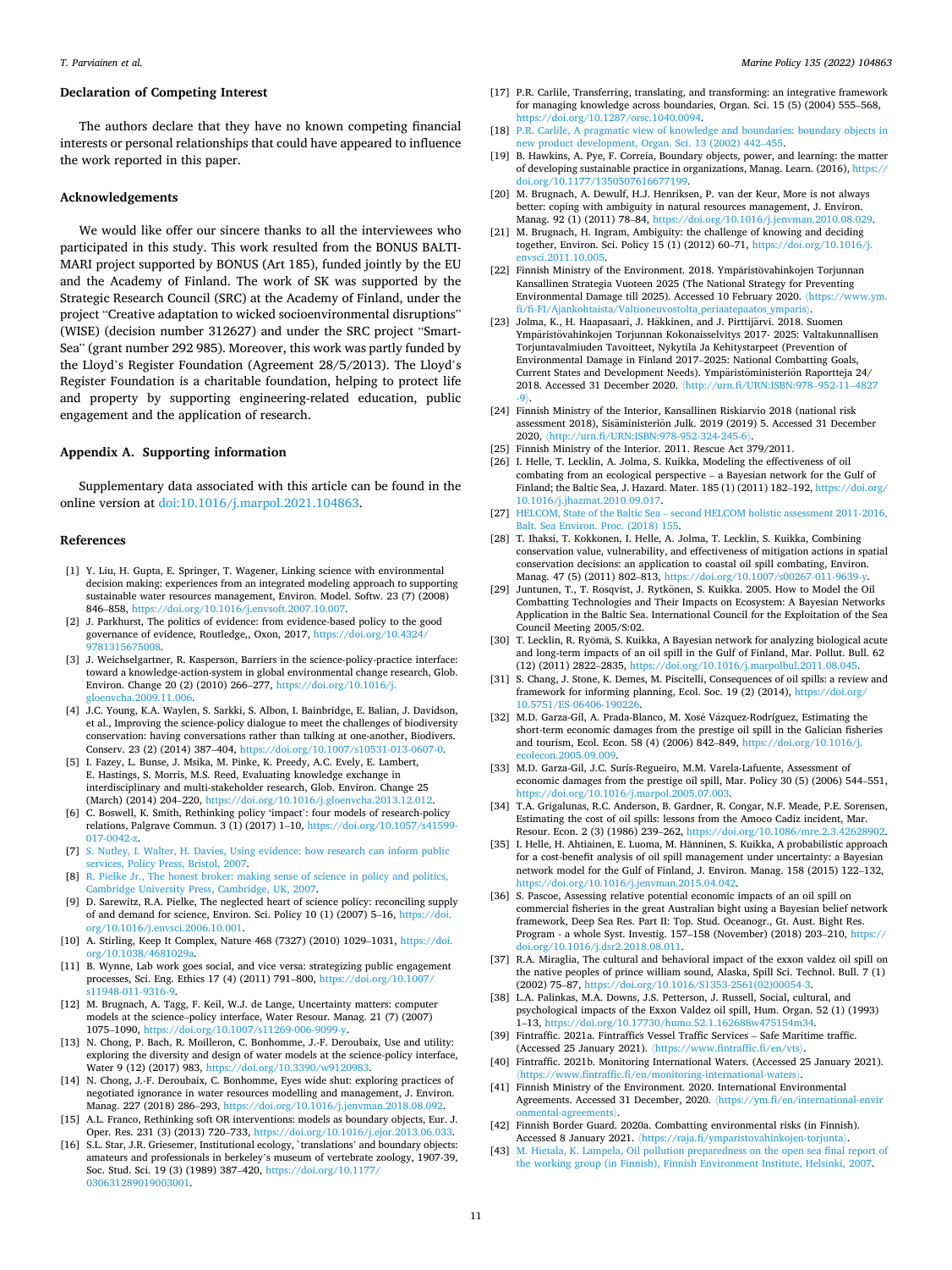## Declaration of Competing Interest

The authors declare that they have no known competing financial interests or personal relationships that could have appeared to influence the work reported in this paper.

## Acknowledgements

We would like offer our sincere thanks to all the interviewees who participated in this study. This work resulted from the BONUS BALTIMARI project supported by BONUS (Art 185), funded jointly by the EU and the Academy of Finland. The work of SK was supported by the Strategic Research Council (SRC) at the Academy of Finland, under the project "Creative adaptation to wicked socioenvironmental disruptions" (WISE) (decision number 312627) and under the SRC project "Smart-Sea" (grant number 292 985). Moreover, this work was partly funded by the Lloyd's Register Foundation (Agreement 28/5/2013). The Lloyd's Register Foundation is a charitable foundation, helping to protect life and property by supporting engineering-related education, public engagement and the application of research.

## Appendix A. Supporting information

Supplementary data associated with this article can be found in the online version at doi:10.1016/j.marpol.2021.104863.

## References

[1] Y. Liu, H. Gupta, E. Springer, T. Wagener, Linking science with environmental decision making: experiences from an integrated modeling approach to supporting sustainable water resources management, Environ. Model. Softw. 23 (7) (2008) 846–858, https://doi.org/10.1016/j.envsoft.2007.10.007.

[2] J. Parkhurst, The politics of evidence: from evidence-based policy to the good governance of evidence, Routledge,, Oxon, 2017, https://doi.org/10.4324/9781315675008.

[3] J. Weichselgartner, R. Kasperson, Barriers in the science-policy-practice interface: toward a knowledge-action-system in global environmental change research, Glob. Environ. Change 20 (2) (2010) 266–277, https://doi.org/10.1016/j.gloenvcha.2009.11.006.

[4] J.C. Young, K.A. Waylen, S. Sarkki, S. Albon, I. Bainbridge, E. Balian, J. Davidson, et al., Improving the science-policy dialogue to meet the challenges of biodiversity conservation: having conversations rather than talking at one-another, Biodivers. Conserv. 23 (2) (2014) 387–404, https://doi.org/10.1007/s10531-013-0607-0.

[5] I. Fazey, L. Bunse, J. Msika, M. Pinke, K. Preedy, A.C. Evely, E. Lambert, E. Hastings, S. Morris, M.S. Reed, Evaluating knowledge exchange in interdisciplinary and multi-stakeholder research, Glob. Environ. Change 25 (March) (2014) 204–220, https://doi.org/10.1016/j.gloenvcha.2013.12.012.

[6] C. Boswell, K. Smith, Rethinking policy 'impact': four models of research-policy relations, Palgrave Commun. 3 (1) (2017) 1–10, https://doi.org/10.1057/s41599-017-0042-z.

[7] S. Nutley, I. Walter, H. Davies, Using evidence: how research can inform public services, Policy Press, Bristol, 2007.

[8] R. Pielke Jr., The honest broker: making sense of science in policy and politics, Cambridge University Press, Cambridge, UK, 2007.

[9] D. Sarewitz, R.A. Pielke, The neglected heart of science policy: reconciling supply of and demand for science, Environ. Sci. Policy 10 (1) (2007) 5–16, https://doi.org/10.1016/j.envsci.2006.10.001.

[10] A. Stirling, Keep It Complex, Nature 468 (7327) (2010) 1029–1031, https://doi.org/10.1038/4681029a.

[11] B. Wynne, Lab work goes social, and vice versa: strategizing public engagement processes, Sci. Eng. Ethics 17 (4) (2011) 791–800, https://doi.org/10.1007/s11948-011-9316-9.

[12] M. Brugnach, A. Tagg, F. Keil, W.J. de Lange, Uncertainty matters: computer models at the science–policy interface, Water Resour. Manag. 21 (7) (2007) 1075–1090, https://doi.org/10.1007/s11269-006-9099-y.

[13] N. Chong, P. Bach, R. Moilleron, C. Bonhomme, J.-F. Deroubaix, Use and utility: exploring the diversity and design of water models at the science-policy interface, Water 9 (12) (2017) 983, https://doi.org/10.3390/w9120983.

[14] N. Chong, J.-F. Deroubaix, C. Bonhomme, Eyes wide shut: exploring practices of negotiated ignorance in water resources modelling and management, J. Environ. Manag. 227 (2018) 286–293, https://doi.org/10.1016/j.jenvman.2018.08.092.

[15] A.L. Franco, Rethinking soft OR interventions: models as boundary objects, Eur. J. Oper. Res. 231 (3) (2013) 720–733, https://doi.org/10.1016/j.ejor.2013.06.033.

[16] S.L. Star, J.R. Griesemer, Institutional ecology, 'translations' and boundary objects: amateurs and professionals in berkeley's museum of vertebrate zoology, 1907-39, Soc. Stud. Sci. 19 (3) (1989) 387–420, https://doi.org/10.1177/030631289019003001.

[17] P.R. Carlile, Transferring, translating, and transforming: an integrative framework for managing knowledge across boundaries, Organ. Sci. 15 (5) (2004) 555–568, https://doi.org/10.1287/orsc.1040.0094.

[18] P.R. Carlile, A pragmatic view of knowledge and boundaries: boundary objects in new product development, Organ. Sci. 13 (2002) 442–455.

[19] B. Hawkins, A. Pye, F. Correia, Boundary objects, power, and learning: the matter of developing sustainable practice in organizations, Manag. Learn. (2016), https://doi.org/10.1177/1350507616677199.

[20] M. Brugnach, A. Dewulf, H.J. Henriksen, P. van der Keur, More is not always better: coping with ambiguity in natural resources management, J. Environ. Manag. 92 (1) (2011) 78–84, https://doi.org/10.1016/j.jenvman.2010.08.029.

[21] M. Brugnach, H. Ingram, Ambiguity: the challenge of knowing and deciding together, Environ. Sci. Policy 15 (1) (2012) 60–71, https://doi.org/10.1016/j.envsci.2011.10.005.

[22] Finnish Ministry of the Environment. 2018. Ympäristövahinkojen Torjunnan Kansallinen Strategia Vuoteen 2025 (The National Strategy for Preventing Environmental Damage till 2025). Accessed 10 February 2020. ⟨https://www.ym.fi/fi-FI/Ajankohtaista/Valtioneuvostolta_periaatepaatos_ymparis⟩.

[23] Jolma, K., H. Haapasaari, J. Häkkinen, and J. Pirttijärvi. 2018. Suomen Ympäristövahinkojen Torjunnan Kokonaisselvitys 2017- 2025: Valtakunnallisen Torjuntavalmiuden Tavoitteet, Nykytila Ja Kehitystarpeet (Prevention of Environmental Damage in Finland 2017–2025: National Combatting Goals, Current States and Development Needs). Ympäristöministeriön Raportteja 24/2018. Accessed 31 December 2020. ⟨http://urn.fi/URN:ISBN:978–952-11–4827-9⟩.

[24] Finnish Ministry of the Interior, Kansallinen Riskiarvio 2018 (national risk assessment 2018), Sisäministeriön Julk. 2019 (2019) 5. Accessed 31 December 2020, ⟨http://urn.fi/URN:ISBN:978-952-324-245-6⟩.

[25] Finnish Ministry of the Interior. 2011. Rescue Act 379/2011.

[26] I. Helle, T. Lecklin, A. Jolma, S. Kuikka, Modeling the effectiveness of oil combating from an ecological perspective – a Bayesian network for the Gulf of Finland; the Baltic Sea, J. Hazard. Mater. 185 (1) (2011) 182–192, https://doi.org/10.1016/j.jhazmat.2010.09.017.

[27] HELCOM, State of the Baltic Sea – second HELCOM holistic assessment 2011-2016, Balt. Sea Environ. Proc. (2018) 155.

[28] T. Ihaksi, T. Kokkonen, I. Helle, A. Jolma, T. Lecklin, S. Kuikka, Combining conservation value, vulnerability, and effectiveness of mitigation actions in spatial conservation decisions: an application to coastal oil spill combating, Environ. Manag. 47 (5) (2011) 802–813, https://doi.org/10.1007/s00267-011-9639-y.

[29] Juntunen, T., T. Rosqvist, J. Rytkönen, S. Kuikka. 2005. How to Model the Oil Combatting Technologies and Their Impacts on Ecosystem: A Bayesian Networks Application in the Baltic Sea. International Council for the Exploitation of the Sea Council Meeting 2005/S:02.

[30] T. Lecklin, R. Ryömä, S. Kuikka, A Bayesian network for analyzing biological acute and long-term impacts of an oil spill in the Gulf of Finland, Mar. Pollut. Bull. 62 (12) (2011) 2822–2835, https://doi.org/10.1016/j.marpolbul.2011.08.045.

[31] S. Chang, J. Stone, K. Demes, M. Piscitelli, Consequences of oil spills: a review and framework for informing planning, Ecol. Soc. 19 (2) (2014), https://doi.org/10.5751/ES-06406-190226.

[32] M.D. Garza-Gil, A. Prada-Blanco, M. Xosé Vázquez-Rodríguez, Estimating the short-term economic damages from the prestige oil spill in the Galician fisheries and tourism, Ecol. Econ. 58 (4) (2006) 842–849, https://doi.org/10.1016/j.ecolecon.2005.09.009.

[33] M.D. Garza-Gil, J.C. Surís-Regueiro, M.M. Varela-Lafuente, Assessment of economic damages from the prestige oil spill, Mar. Policy 30 (5) (2006) 544–551, https://doi.org/10.1016/j.marpol.2005.07.003.

[34] T.A. Grigalunas, R.C. Anderson, B. Gardner, R. Congar, N.F. Meade, P.E. Sorensen, Estimating the cost of oil spills: lessons from the Amoco Cadiz incident, Mar. Resour. Econ. 2 (3) (1986) 239–262, https://doi.org/10.1086/mre.2.3.42628902.

[35] I. Helle, H. Ahtiainen, E. Luoma, M. Hänninen, S. Kuikka, A probabilistic approach for a cost-benefit analysis of oil spill management under uncertainty: a Bayesian network model for the Gulf of Finland, J. Environ. Manag. 158 (2015) 122–132, https://doi.org/10.1016/j.jenvman.2015.04.042.

[36] S. Pascoe, Assessing relative potential economic impacts of an oil spill on commercial fisheries in the great Australian bight using a Bayesian belief network framework, Deep Sea Res. Part II: Top. Stud. Oceanogr., Gt. Aust. Bight Res. Program - a whole Syst. Investig. 157–158 (November) (2018) 203–210, https://doi.org/10.1016/j.dsr2.2018.08.011.

[37] R.A. Miraglia, The cultural and behavioral impact of the exxon valdez oil spill on the native peoples of prince william sound, Alaska, Spill Sci. Technol. Bull. 7 (1) (2002) 75–87, https://doi.org/10.1016/S1353-2561(02)00054-3.

[38] L.A. Palinkas, M.A. Downs, J.S. Petterson, J. Russell, Social, cultural, and psychological impacts of the Exxon Valdez oil spill, Hum. Organ. 52 (1) (1993) 1–13, https://doi.org/10.17730/humo.52.1.162688w475154m34.

[39] Fintraffic. 2021a. Fintraffic's Vessel Traffic Services – Safe Maritime traffic. (Accessed 25 January 2021). ⟨https://www.fintraffic.fi/en/vts⟩.

[40] Fintraffic. 2021b. Monitoring International Waters. (Accessed 25 January 2021). ⟨https://www.fintraffic.fi/en/monitoring-international-waters⟩.

[41] Finnish Ministry of the Environment. 2020. International Environmental Agreements. Accessed 31 December, 2020. ⟨https://ym.fi/en/international-environmental-agreements⟩.

[42] Finnish Border Guard. 2020a. Combatting environmental risks (in Finnish). Accessed 8 January 2021. ⟨https://raja.fi/ymparistovahinkojen-torjunta⟩.

[43] M. Hietala, K. Lampela, Oil pollution preparedness on the open sea final report of the working group (in Finnish), Finnish Environment Institute, Helsinki, 2007.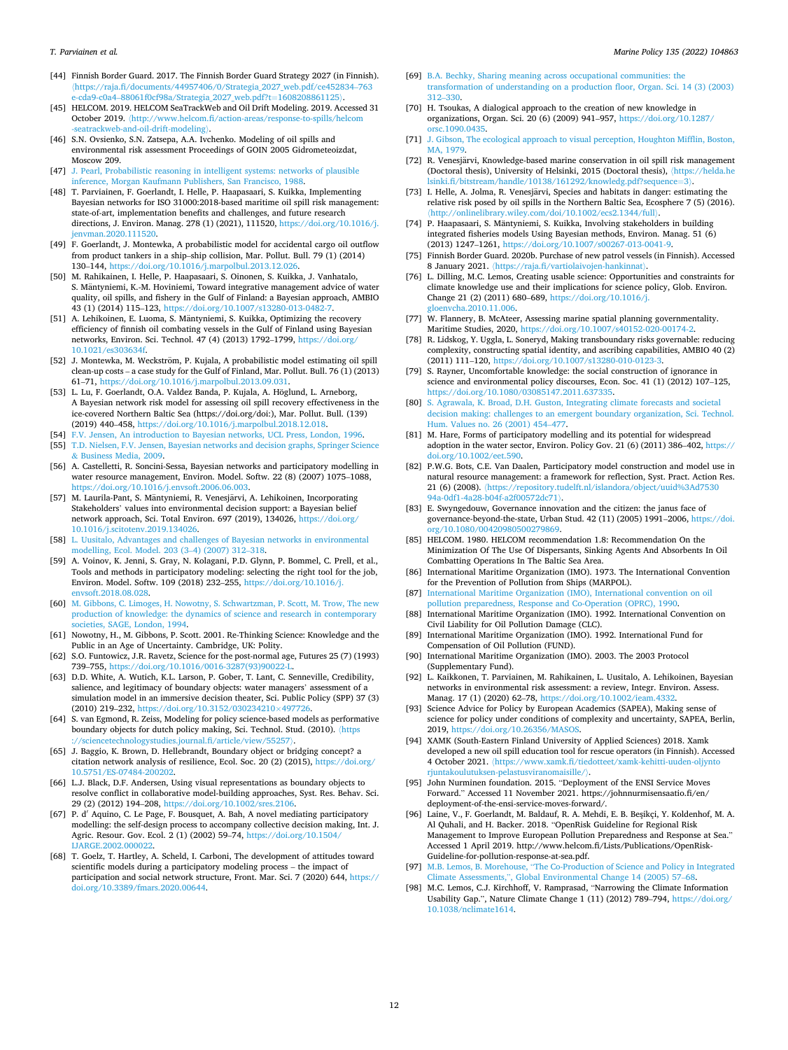[44] Finnish Border Guard. 2017. The Finnish Border Guard Strategy 2027 (in Finnish). 〈https://raja.fi/documents/44957406/0/Strategia_2027_web.pdf/ce452834–763e-cda9-c0a4–88061f0cf98a/Strategia_2027_web.pdf?t=1608208861125〉.

[45] HELCOM. 2019. HELCOM SeaTrackWeb and Oil Drift Modeling. 2019. Accessed 31 October 2019. 〈http://www.helcom.fi/action-areas/response-to-spills/helcom-seatrackweb-and-oil-drift-modeling〉.

[46] S.N. Ovsienko, S.N. Zatsepa, A.A. Ivchenko. Modeling of oil spills and environmental risk assessment Proceedings of GOIN 2005 Gidrometeoizdat, Moscow 209.

[47] J. Pearl, Probabilistic reasoning in intelligent systems: networks of plausible inference, Morgan Kaufmann Publishers, San Francisco, 1988.

[48] T. Parviainen, F. Goerlandt, I. Helle, P. Haapasaari, S. Kuikka, Implementing Bayesian networks for ISO 31000:2018-based maritime oil spill risk management: state-of-art, implementation benefits and challenges, and future research directions, J. Environ. Manag. 278 (1) (2021), 111520, https://doi.org/10.1016/j.jenvman.2020.111520.

[49] F. Goerlandt, J. Montewka, A probabilistic model for accidental cargo oil outflow from product tankers in a ship–ship collision, Mar. Pollut. Bull. 79 (1) (2014) 130–144, https://doi.org/10.1016/j.marpolbul.2013.12.026.

[50] M. Rahikainen, I. Helle, P. Haapasaari, S. Oinonen, S. Kuikka, J. Vanhatalo, S. Mäntyniemi, K.-M. Hoviniemi, Toward integrative management advice of water quality, oil spills, and fishery in the Gulf of Finland: a Bayesian approach, AMBIO 43 (1) (2014) 115–123, https://doi.org/10.1007/s13280-013-0482-7.

[51] A. Lehikoinen, E. Luoma, S. Mäntyniemi, S. Kuikka, Optimizing the recovery efficiency of finnish oil combating vessels in the Gulf of Finland using Bayesian networks, Environ. Sci. Technol. 47 (4) (2013) 1792–1799, https://doi.org/10.1021/es303634f.

[52] J. Montewka, M. Weckström, P. Kujala, A probabilistic model estimating oil spill clean-up costs – a case study for the Gulf of Finland, Mar. Pollut. Bull. 76 (1) (2013) 61–71, https://doi.org/10.1016/j.marpolbul.2013.09.031.

[53] L. Lu, F. Goerlandt, O.A. Valdez Banda, P. Kujala, A. Höglund, L. Arneborg, A Bayesian network risk model for assessing oil spill recovery effectiveness in the ice-covered Northern Baltic Sea (https://doi.org/doi:), Mar. Pollut. Bull. (139) (2019) 440–458, https://doi.org/10.1016/j.marpolbul.2018.12.018.

[54] F.V. Jensen, An introduction to Bayesian networks, UCL Press, London, 1996.

[55] T.D. Nielsen, F.V. Jensen, Bayesian networks and decision graphs, Springer Science & Business Media, 2009.

[56] A. Castelletti, R. Soncini-Sessa, Bayesian networks and participatory modelling in water resource management, Environ. Model. Softw. 22 (8) (2007) 1075–1088, https://doi.org/10.1016/j.envsoft.2006.06.003.

[57] M. Laurila-Pant, S. Mäntyniemi, R. Venesjärvi, A. Lehikoinen, Incorporating Stakeholders' values into environmental decision support: a Bayesian belief network approach, Sci. Total Environ. 697 (2019), 134026, https://doi.org/10.1016/j.scitotenv.2019.134026.

[58] L. Uusitalo, Advantages and challenges of Bayesian networks in environmental modelling, Ecol. Model. 203 (3–4) (2007) 312–318.

[59] A. Voinov, K. Jenni, S. Gray, N. Kolagani, P.D. Glynn, P. Bommel, C. Prell, et al., Tools and methods in participatory modeling: selecting the right tool for the job, Environ. Model. Softw. 109 (2018) 232–255, https://doi.org/10.1016/j.envsoft.2018.08.028.

[60] M. Gibbons, C. Limoges, H. Nowotny, S. Schwartzman, P. Scott, M. Trow, The new production of knowledge: the dynamics of science and research in contemporary societies, SAGE, London, 1994.

[61] Nowotny, H., M. Gibbons, P. Scott. 2001. Re-Thinking Science: Knowledge and the Public in an Age of Uncertainty. Cambridge, UK: Polity.

[62] S.O. Funtowicz, J.R. Ravetz, Science for the post-normal age, Futures 25 (7) (1993) 739–755, https://doi.org/10.1016/0016-3287(93)90022-L.

[63] D.D. White, A. Wutich, K.L. Larson, P. Gober, T. Lant, C. Senneville, Credibility, salience, and legitimacy of boundary objects: water managers' assessment of a simulation model in an immersive decision theater, Sci. Public Policy (SPP) 37 (3) (2010) 219–232, https://doi.org/10.3152/030234210×497726.

[64] S. van Egmond, R. Zeiss, Modeling for policy science-based models as performative boundary objects for dutch policy making, Sci. Technol. Stud. (2010). 〈https://sciencetechnologystudies.journal.fi/article/view/55257〉.

[65] J. Baggio, K. Brown, D. Hellebrandt, Boundary object or bridging concept? a citation network analysis of resilience, Ecol. Soc. 20 (2) (2015), https://doi.org/10.5751/ES-07484-200202.

[66] L.J. Black, D.F. Andersen, Using visual representations as boundary objects to resolve conflict in collaborative model-building approaches, Syst. Res. Behav. Sci. 29 (2) (2012) 194–208, https://doi.org/10.1002/sres.2106.

[67] P. d′ Aquino, C. Le Page, F. Bousquet, A. Bah, A novel mediating participatory modelling: the self-design process to accompany collective decision making, Int. J. Agric. Resour. Gov. Ecol. 2 (1) (2002) 59–74, https://doi.org/10.1504/IJARGE.2002.000022.

[68] T. Goelz, T. Hartley, A. Scheld, I. Carboni, The development of attitudes toward scientific models during a participatory modeling process – the impact of participation and social network structure, Front. Mar. Sci. 7 (2020) 644, https://doi.org/10.3389/fmars.2020.00644.

[69] B.A. Bechky, Sharing meaning across occupational communities: the transformation of understanding on a production floor, Organ. Sci. 14 (3) (2003) 312–330.

[70] H. Tsoukas, A dialogical approach to the creation of new knowledge in organizations, Organ. Sci. 20 (6) (2009) 941–957, https://doi.org/10.1287/orsc.1090.0435.

[71] J. Gibson, The ecological approach to visual perception, Houghton Mifflin, Boston, MA, 1979.

[72] R. Venesjärvi, Knowledge-based marine conservation in oil spill risk management (Doctoral thesis), University of Helsinki, 2015 (Doctoral thesis), 〈https://helda.helsinki.fi/bitstream/handle/10138/161292/knowledg.pdf?sequence=3〉.

[73] I. Helle, A. Jolma, R. Venesjärvi, Species and habitats in danger: estimating the relative risk posed by oil spills in the Northern Baltic Sea, Ecosphere 7 (5) (2016). 〈http://onlinelibrary.wiley.com/doi/10.1002/ecs2.1344/full〉.

[74] P. Haapasaari, S. Mäntyniemi, S. Kuikka, Involving stakeholders in building integrated fisheries models Using Bayesian methods, Environ. Manag. 51 (6) (2013) 1247–1261, https://doi.org/10.1007/s00267-013-0041-9.

[75] Finnish Border Guard. 2020b. Purchase of new patrol vessels (in Finnish). Accessed 8 January 2021. 〈https://raja.fi/vartiolaivojen-hankinnat〉.

[76] L. Dilling, M.C. Lemos, Creating usable science: Opportunities and constraints for climate knowledge use and their implications for science policy, Glob. Environ. Change 21 (2) (2011) 680–689, https://doi.org/10.1016/j.gloenvcha.2010.11.006.

[77] W. Flannery, B. McAteer, Assessing marine spatial planning governmentality. Maritime Studies, 2020, https://doi.org/10.1007/s40152-020-00174-2.

[78] R. Lidskog, Y. Uggla, L. Soneryd, Making transboundary risks governable: reducing complexity, constructing spatial identity, and ascribing capabilities, AMBIO 40 (2) (2011) 111–120, https://doi.org/10.1007/s13280-010-0123-3.

[79] S. Rayner, Uncomfortable knowledge: the social construction of ignorance in science and environmental policy discourses, Econ. Soc. 41 (1) (2012) 107–125, https://doi.org/10.1080/03085147.2011.637335.

[80] S. Agrawala, K. Broad, D.H. Guston, Integrating climate forecasts and societal decision making: challenges to an emergent boundary organization, Sci. Technol. Hum. Values no. 26 (2001) 454–477.

[81] M. Hare, Forms of participatory modelling and its potential for widespread adoption in the water sector, Environ. Policy Gov. 21 (6) (2011) 386–402, https://doi.org/10.1002/eet.590.

[82] P.W.G. Bots, C.E. Van Daalen, Participatory model construction and model use in natural resource management: a framework for reflection, Syst. Pract. Action Res. 21 (6) (2008). 〈https://repository.tudelft.nl/islandora/object/uuid%3Ad753094a-0df1-4a28-b04f-a2f00572dc71〉.

[83] E. Swyngedouw, Governance innovation and the citizen: the janus face of governance-beyond-the-state, Urban Stud. 42 (11) (2005) 1991–2006, https://doi.org/10.1080/00420980500279869.

[85] HELCOM. 1980. HELCOM recommendation 1.8: Recommendation On the Minimization Of The Use Of Dispersants, Sinking Agents And Absorbents In Oil Combatting Operations In The Baltic Sea Area.

[86] International Maritime Organization (IMO). 1973. The International Convention for the Prevention of Pollution from Ships (MARPOL).

[87] International Maritime Organization (IMO), International convention on oil pollution preparedness, Response and Co-Operation (OPRC), 1990.

[88] International Maritime Organization (IMO). 1992. International Convention on Civil Liability for Oil Pollution Damage (CLC).

[89] International Maritime Organization (IMO). 1992. International Fund for Compensation of Oil Pollution (FUND).

[90] International Maritime Organization (IMO). 2003. The 2003 Protocol (Supplementary Fund).

[92] L. Kaikkonen, T. Parviainen, M. Rahikainen, L. Uusitalo, A. Lehikoinen, Bayesian networks in environmental risk assessment: a review, Integr. Environ. Assess. Manag. 17 (1) (2020) 62–78, https://doi.org/10.1002/ieam.4332.

[93] Science Advice for Policy by European Academics (SAPEA), Making sense of science for policy under conditions of complexity and uncertainty, SAPEA, Berlin, 2019, https://doi.org/10.26356/MASOS.

[94] XAMK (South-Eastern Finland University of Applied Sciences) 2018. Xamk developed a new oil spill education tool for rescue operators (in Finnish). Accessed 4 October 2021. 〈https://www.xamk.fi/tiedotteet/xamk-kehitti-uuden-oljyntorjuntakoulutuksen-pelastusviranomaisille/〉.

[95] John Nurminen foundation. 2015. "Deployment of the ENSI Service Moves Forward." Accessed 11 November 2021. https://johnnurmisensaatio.fi/en/deployment-of-the-ensi-service-moves-forward/.

[96] Laine, V., F. Goerlandt, M. Baldauf, R. A. Mehdi, E. B. Beşikçi, Y. Koldenhof, M. A. Al Quhali, and H. Backer. 2018. "OpenRisk Guideline for Regional Risk Management to Improve European Pollution Preparedness and Response at Sea." Accessed 1 April 2019. http://www.helcom.fi/Lists/Publications/OpenRisk-Guideline-for-pollution-response-at-sea.pdf.

[97] M.B. Lemos, B. Morehouse, "The Co-Production of Science and Policy in Integrated Climate Assessments,", Global Environmental Change 14 (2005) 57–68.

[98] M.C. Lemos, C.J. Kirchhoff, V. Ramprasad, "Narrowing the Climate Information Usability Gap.", Nature Climate Change 1 (11) (2012) 789–794, https://doi.org/10.1038/nclimate1614.